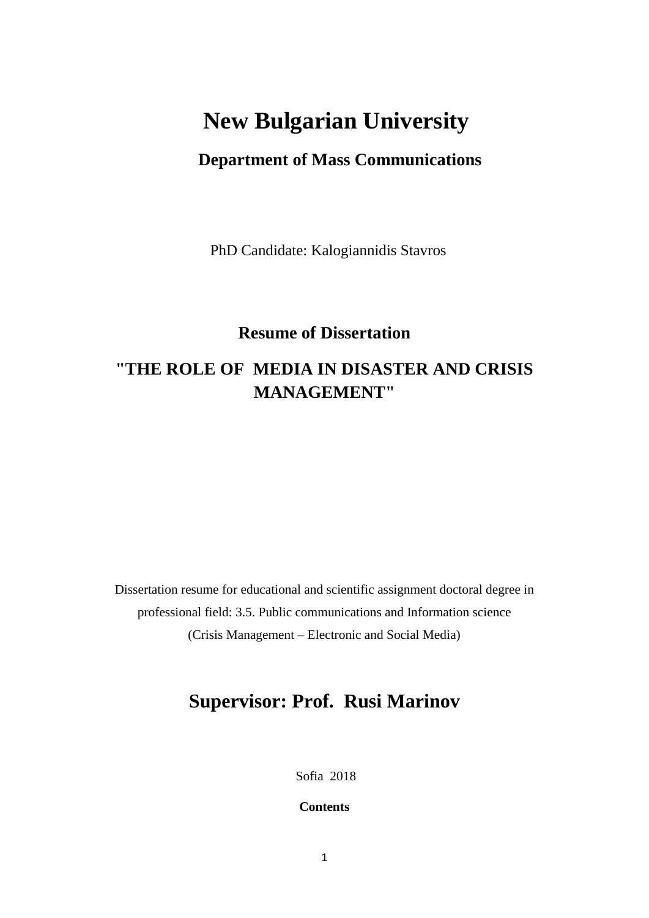# New Bulgarian University

## Department of Mass Communications

PhD Candidate: Kalogiannidis Stavros

### Resume of Dissertation

### "THE ROLE OF MEDIA IN DISASTER AND CRISIS MANAGEMENT"

Dissertation resume for educational and scientific assignment doctoral degree in professional field: 3.5. Public communications and Information science (Crisis Management – Electronic and Social Media)

## Supervisor: Prof. Rusi Marinov

Sofia 2018

**Contents**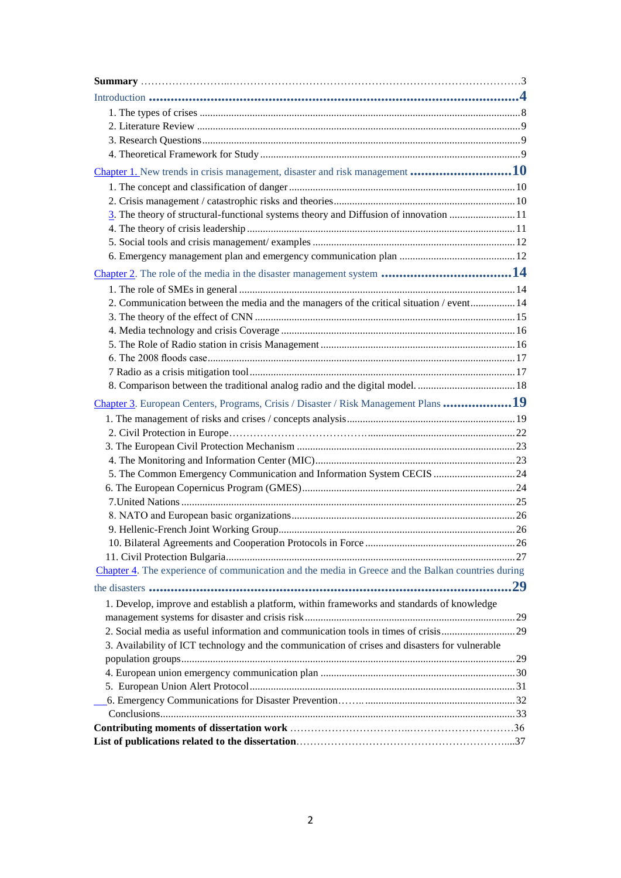**Summary** ........................................................................................3

Introduction ........................................................................................4

1. The types of crises ........................................................................................8
2. Literature Review ........................................................................................9
3. Research Questions ........................................................................................9
4. Theoretical Framework for Study ........................................................................................9

Chapter 1. New trends in crisis management, disaster and risk management ..............................10

1. The concept and classification of danger ........................................................................................10
2. Crisis management / catastrophic risks and theories ........................................................................................10
3. The theory of structural-functional systems theory and Diffusion of innovation ..............................11
4. The theory of crisis leadership ........................................................................................11
5. Social tools and crisis management/ examples ........................................................................................12
6. Emergency management plan and emergency communication plan ........................................................................................12

Chapter 2. The role of the media in the disaster management system ..............................14

1. The role of SMEs in general ........................................................................................14
2. Communication between the media and the managers of the critical situation / event..............................14
3. The theory of the effect of CNN ........................................................................................15
4. Media technology and crisis Coverage ........................................................................................16
5. The Role of Radio station in crisis Management ........................................................................................16
6. The 2008 floods case ........................................................................................17

7 Radio as a crisis mitigation tool ........................................................................................17

8. Comparison between the traditional analog radio and the digital model. ..............................18

Chapter 3. European Centers, Programs, Crisis / Disaster / Risk Management Plans ..............................19

1. The management of risks and crises / concepts analysis ........................................................................................19
2. Civil Protection in Europe ........................................................................................22
3. The European Civil Protection Mechanism ........................................................................................23
4. The Monitoring and Information Center (MIC) ........................................................................................23
5. The Common Emergency Communication and Information System CECIS ..............................24
6. The European Copernicus Program (GMES) ........................................................................................24
7. United Nations ........................................................................................25
8. NATO and European basic organizations ........................................................................................26
9. Hellenic-French Joint Working Group ........................................................................................26
10. Bilateral Agreements and Cooperation Protocols in Force ........................................................................................26
11. Civil Protection Bulgaria ........................................................................................27

Chapter 4. The experience of communication and the media in Greece and the Balkan countries during the disasters ........................................................................................29

1. Develop, improve and establish a platform, within frameworks and standards of knowledge management systems for disaster and crisis risk ........................................................................................29
2. Social media as useful information and communication tools in times of crisis..............................29
3. Availability of ICT technology and the communication of crises and disasters for vulnerable population groups ........................................................................................29
4. European union emergency communication plan ........................................................................................30
5. European Union Alert Protocol ........................................................................................31
6. Emergency Communications for Disaster Prevention ........................................................................................32

Conclusions ........................................................................................33

**Contributing moments of dissertation work** ........................................................................................36

**List of publications related to the dissertation** ........................................................................................37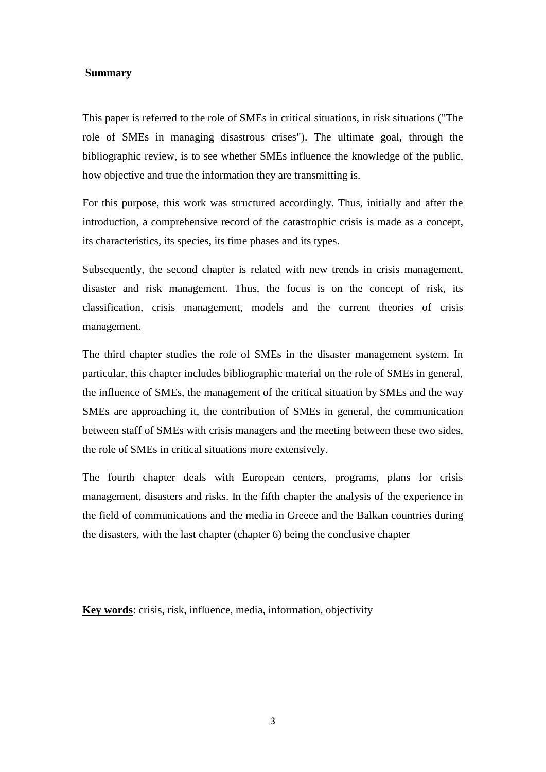## Summary

This paper is referred to the role of SMEs in critical situations, in risk situations ("The role of SMEs in managing disastrous crises"). The ultimate goal, through the bibliographic review, is to see whether SMEs influence the knowledge of the public, how objective and true the information they are transmitting is.

For this purpose, this work was structured accordingly. Thus, initially and after the introduction, a comprehensive record of the catastrophic crisis is made as a concept, its characteristics, its species, its time phases and its types.

Subsequently, the second chapter is related with new trends in crisis management, disaster and risk management. Thus, the focus is on the concept of risk, its classification, crisis management, models and the current theories of crisis management.

The third chapter studies the role of SMEs in the disaster management system. In particular, this chapter includes bibliographic material on the role of SMEs in general, the influence of SMEs, the management of the critical situation by SMEs and the way SMEs are approaching it, the contribution of SMEs in general, the communication between staff of SMEs with crisis managers and the meeting between these two sides, the role of SMEs in critical situations more extensively.

The fourth chapter deals with European centers, programs, plans for crisis management, disasters and risks. In the fifth chapter the analysis of the experience in the field of communications and the media in Greece and the Balkan countries during the disasters, with the last chapter (chapter 6) being the conclusive chapter

**Key words**: crisis, risk, influence, media, information, objectivity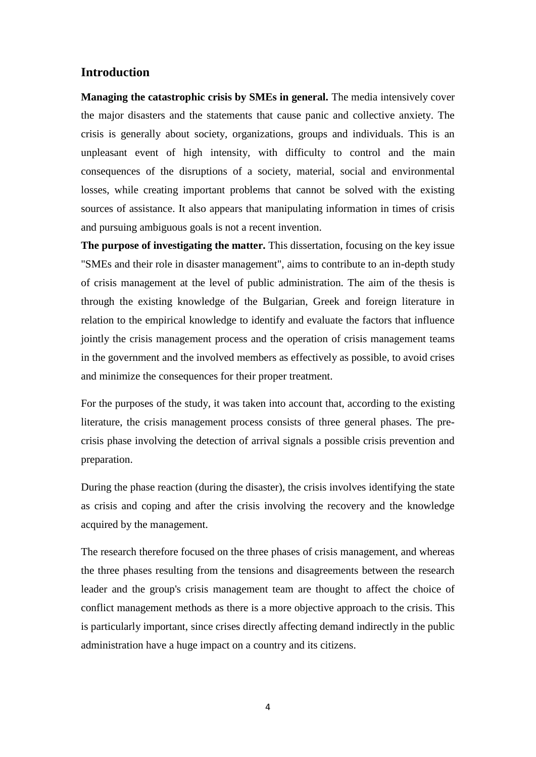## Introduction

**Managing the catastrophic crisis by SMEs in general.** The media intensively cover the major disasters and the statements that cause panic and collective anxiety. The crisis is generally about society, organizations, groups and individuals. This is an unpleasant event of high intensity, with difficulty to control and the main consequences of the disruptions of a society, material, social and environmental losses, while creating important problems that cannot be solved with the existing sources of assistance. It also appears that manipulating information in times of crisis and pursuing ambiguous goals is not a recent invention.

**The purpose of investigating the matter.** This dissertation, focusing on the key issue "SMEs and their role in disaster management", aims to contribute to an in-depth study of crisis management at the level of public administration. The aim of the thesis is through the existing knowledge of the Bulgarian, Greek and foreign literature in relation to the empirical knowledge to identify and evaluate the factors that influence jointly the crisis management process and the operation of crisis management teams in the government and the involved members as effectively as possible, to avoid crises and minimize the consequences for their proper treatment.

For the purposes of the study, it was taken into account that, according to the existing literature, the crisis management process consists of three general phases. The pre-crisis phase involving the detection of arrival signals a possible crisis prevention and preparation.

During the phase reaction (during the disaster), the crisis involves identifying the state as crisis and coping and after the crisis involving the recovery and the knowledge acquired by the management.

The research therefore focused on the three phases of crisis management, and whereas the three phases resulting from the tensions and disagreements between the research leader and the group's crisis management team are thought to affect the choice of conflict management methods as there is a more objective approach to the crisis. This is particularly important, since crises directly affecting demand indirectly in the public administration have a huge impact on a country and its citizens.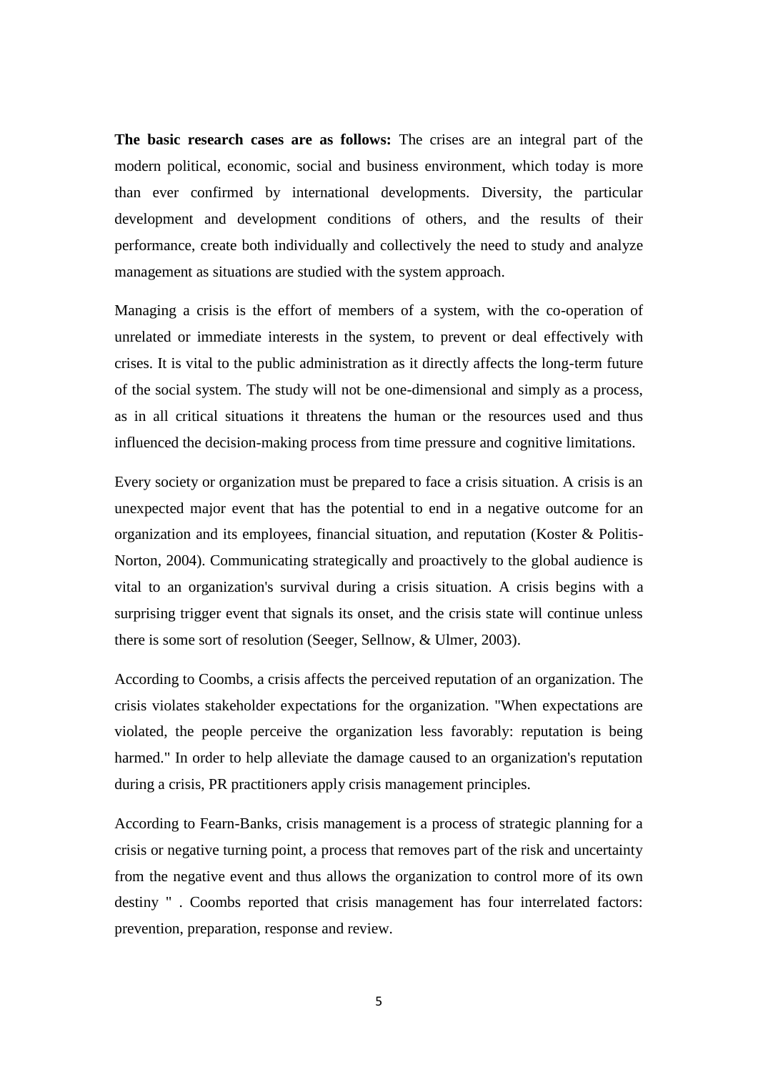**The basic research cases are as follows:** The crises are an integral part of the modern political, economic, social and business environment, which today is more than ever confirmed by international developments. Diversity, the particular development and development conditions of others, and the results of their performance, create both individually and collectively the need to study and analyze management as situations are studied with the system approach.

Managing a crisis is the effort of members of a system, with the co-operation of unrelated or immediate interests in the system, to prevent or deal effectively with crises. It is vital to the public administration as it directly affects the long-term future of the social system. The study will not be one-dimensional and simply as a process, as in all critical situations it threatens the human or the resources used and thus influenced the decision-making process from time pressure and cognitive limitations.

Every society or organization must be prepared to face a crisis situation. A crisis is an unexpected major event that has the potential to end in a negative outcome for an organization and its employees, financial situation, and reputation (Koster & Politis-Norton, 2004). Communicating strategically and proactively to the global audience is vital to an organization's survival during a crisis situation. A crisis begins with a surprising trigger event that signals its onset, and the crisis state will continue unless there is some sort of resolution (Seeger, Sellnow, & Ulmer, 2003).

According to Coombs, a crisis affects the perceived reputation of an organization. The crisis violates stakeholder expectations for the organization. "When expectations are violated, the people perceive the organization less favorably: reputation is being harmed." In order to help alleviate the damage caused to an organization's reputation during a crisis, PR practitioners apply crisis management principles.

According to Fearn-Banks, crisis management is a process of strategic planning for a crisis or negative turning point, a process that removes part of the risk and uncertainty from the negative event and thus allows the organization to control more of its own destiny " . Coombs reported that crisis management has four interrelated factors: prevention, preparation, response and review.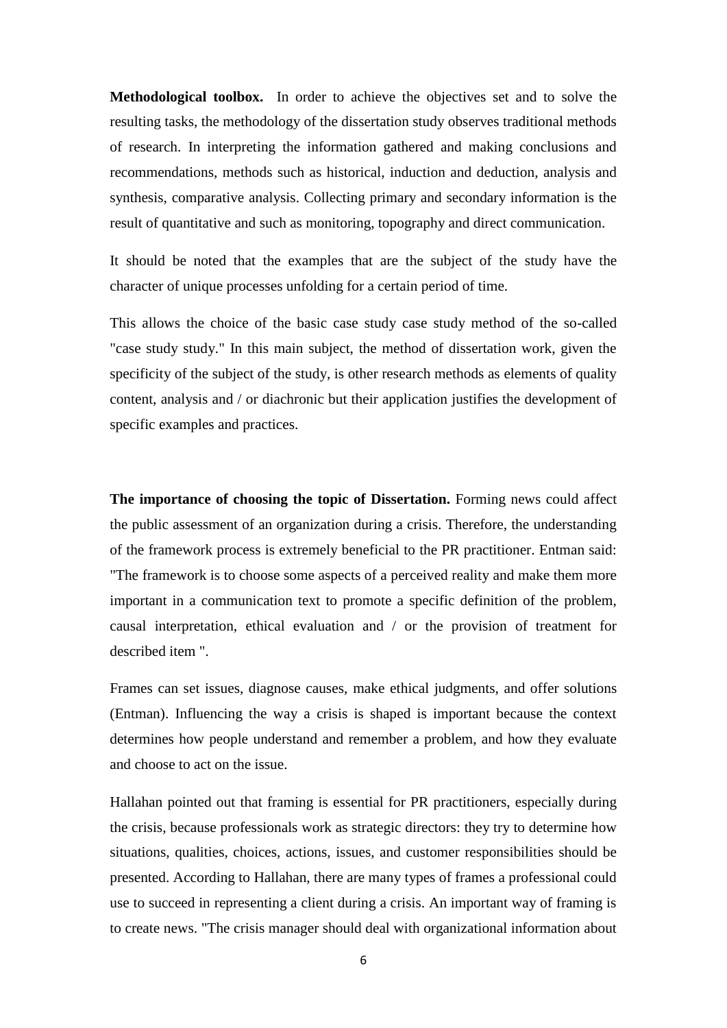**Methodological toolbox.** In order to achieve the objectives set and to solve the resulting tasks, the methodology of the dissertation study observes traditional methods of research. In interpreting the information gathered and making conclusions and recommendations, methods such as historical, induction and deduction, analysis and synthesis, comparative analysis. Collecting primary and secondary information is the result of quantitative and such as monitoring, topography and direct communication.

It should be noted that the examples that are the subject of the study have the character of unique processes unfolding for a certain period of time.

This allows the choice of the basic case study case study method of the so-called "case study study." In this main subject, the method of dissertation work, given the specificity of the subject of the study, is other research methods as elements of quality content, analysis and / or diachronic but their application justifies the development of specific examples and practices.

**The importance of choosing the topic of Dissertation.** Forming news could affect the public assessment of an organization during a crisis. Therefore, the understanding of the framework process is extremely beneficial to the PR practitioner. Entman said: "The framework is to choose some aspects of a perceived reality and make them more important in a communication text to promote a specific definition of the problem, causal interpretation, ethical evaluation and / or the provision of treatment for described item ".

Frames can set issues, diagnose causes, make ethical judgments, and offer solutions (Entman). Influencing the way a crisis is shaped is important because the context determines how people understand and remember a problem, and how they evaluate and choose to act on the issue.

Hallahan pointed out that framing is essential for PR practitioners, especially during the crisis, because professionals work as strategic directors: they try to determine how situations, qualities, choices, actions, issues, and customer responsibilities should be presented. According to Hallahan, there are many types of frames a professional could use to succeed in representing a client during a crisis. An important way of framing is to create news. "The crisis manager should deal with organizational information about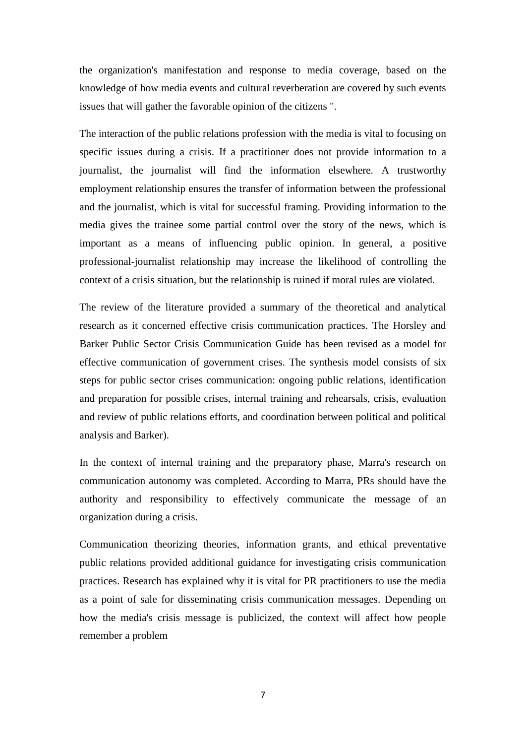the organization's manifestation and response to media coverage, based on the knowledge of how media events and cultural reverberation are covered by such events issues that will gather the favorable opinion of the citizens ".

The interaction of the public relations profession with the media is vital to focusing on specific issues during a crisis. If a practitioner does not provide information to a journalist, the journalist will find the information elsewhere. A trustworthy employment relationship ensures the transfer of information between the professional and the journalist, which is vital for successful framing. Providing information to the media gives the trainee some partial control over the story of the news, which is important as a means of influencing public opinion. In general, a positive professional-journalist relationship may increase the likelihood of controlling the context of a crisis situation, but the relationship is ruined if moral rules are violated.

The review of the literature provided a summary of the theoretical and analytical research as it concerned effective crisis communication practices. The Horsley and Barker Public Sector Crisis Communication Guide has been revised as a model for effective communication of government crises. The synthesis model consists of six steps for public sector crises communication: ongoing public relations, identification and preparation for possible crises, internal training and rehearsals, crisis, evaluation and review of public relations efforts, and coordination between political and political analysis and Barker).

In the context of internal training and the preparatory phase, Marra's research on communication autonomy was completed. According to Marra, PRs should have the authority and responsibility to effectively communicate the message of an organization during a crisis.

Communication theorizing theories, information grants, and ethical preventative public relations provided additional guidance for investigating crisis communication practices. Research has explained why it is vital for PR practitioners to use the media as a point of sale for disseminating crisis communication messages. Depending on how the media's crisis message is publicized, the context will affect how people remember a problem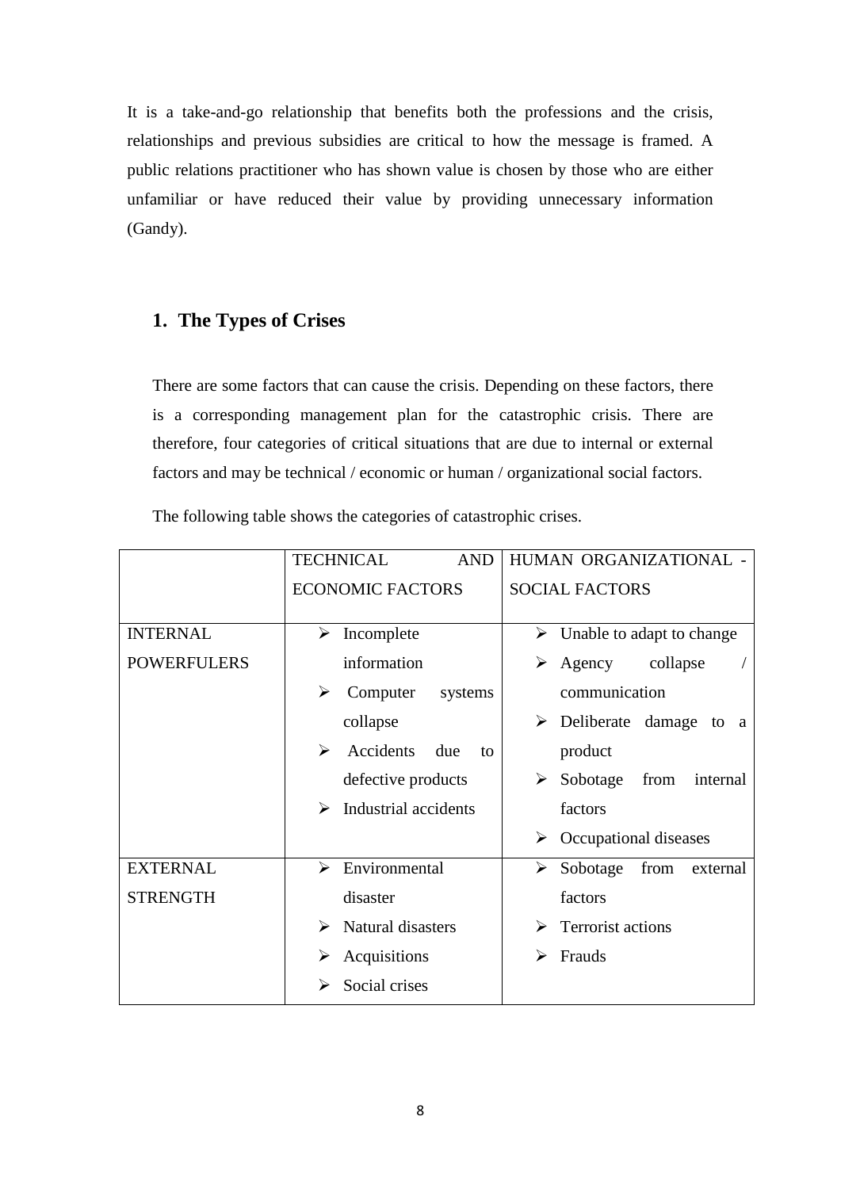It is a take-and-go relationship that benefits both the professions and the crisis, relationships and previous subsidies are critical to how the message is framed. A public relations practitioner who has shown value is chosen by those who are either unfamiliar or have reduced their value by providing unnecessary information (Gandy).

## 1. The Types of Crises

There are some factors that can cause the crisis. Depending on these factors, there is a corresponding management plan for the catastrophic crisis. There are therefore, four categories of critical situations that are due to internal or external factors and may be technical / economic or human / organizational social factors.

The following table shows the categories of catastrophic crises.

| | TECHNICAL AND ECONOMIC FACTORS | HUMAN ORGANIZATIONAL - SOCIAL FACTORS |
|---|---|---|
| INTERNAL POWERFULERS | ➢ Incomplete information<br>➢ Computer systems collapse<br>➢ Accidents due to defective products<br>➢ Industrial accidents | ➢ Unable to adapt to change<br>➢ Agency collapse / communication<br>➢ Deliberate damage to a product<br>➢ Sobotage from internal factors<br>➢ Occupational diseases |
| EXTERNAL STRENGTH | ➢ Environmental disaster<br>➢ Natural disasters<br>➢ Acquisitions<br>➢ Social crises | ➢ Sobotage from external factors<br>➢ Terrorist actions<br>➢ Frauds |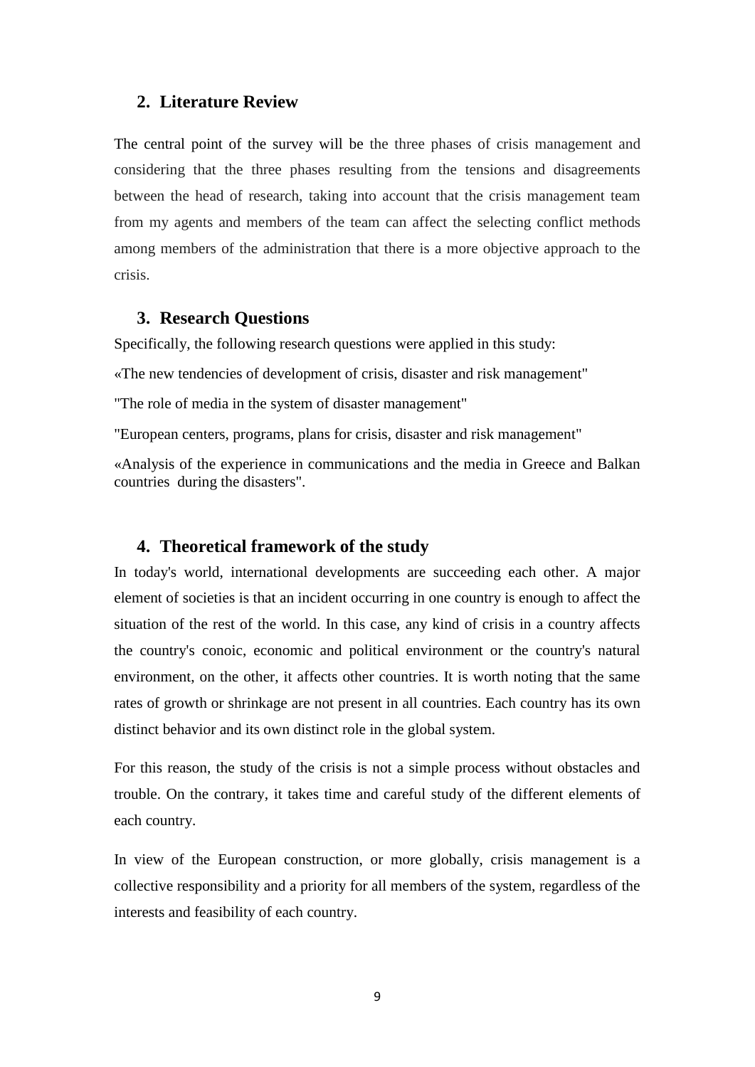## 2. Literature Review

The central point of the survey will be the three phases of crisis management and considering that the three phases resulting from the tensions and disagreements between the head of research, taking into account that the crisis management team from my agents and members of the team can affect the selecting conflict methods among members of the administration that there is a more objective approach to the crisis.

## 3. Research Questions

Specifically, the following research questions were applied in this study:

«The new tendencies of development of crisis, disaster and risk management"

"The role of media in the system of disaster management"

"European centers, programs, plans for crisis, disaster and risk management"

«Analysis of the experience in communications and the media in Greece and Balkan countries during the disasters".

## 4. Theoretical framework of the study

In today's world, international developments are succeeding each other. A major element of societies is that an incident occurring in one country is enough to affect the situation of the rest of the world. In this case, any kind of crisis in a country affects the country's conoic, economic and political environment or the country's natural environment, on the other, it affects other countries. It is worth noting that the same rates of growth or shrinkage are not present in all countries. Each country has its own distinct behavior and its own distinct role in the global system.

For this reason, the study of the crisis is not a simple process without obstacles and trouble. On the contrary, it takes time and careful study of the different elements of each country.

In view of the European construction, or more globally, crisis management is a collective responsibility and a priority for all members of the system, regardless of the interests and feasibility of each country.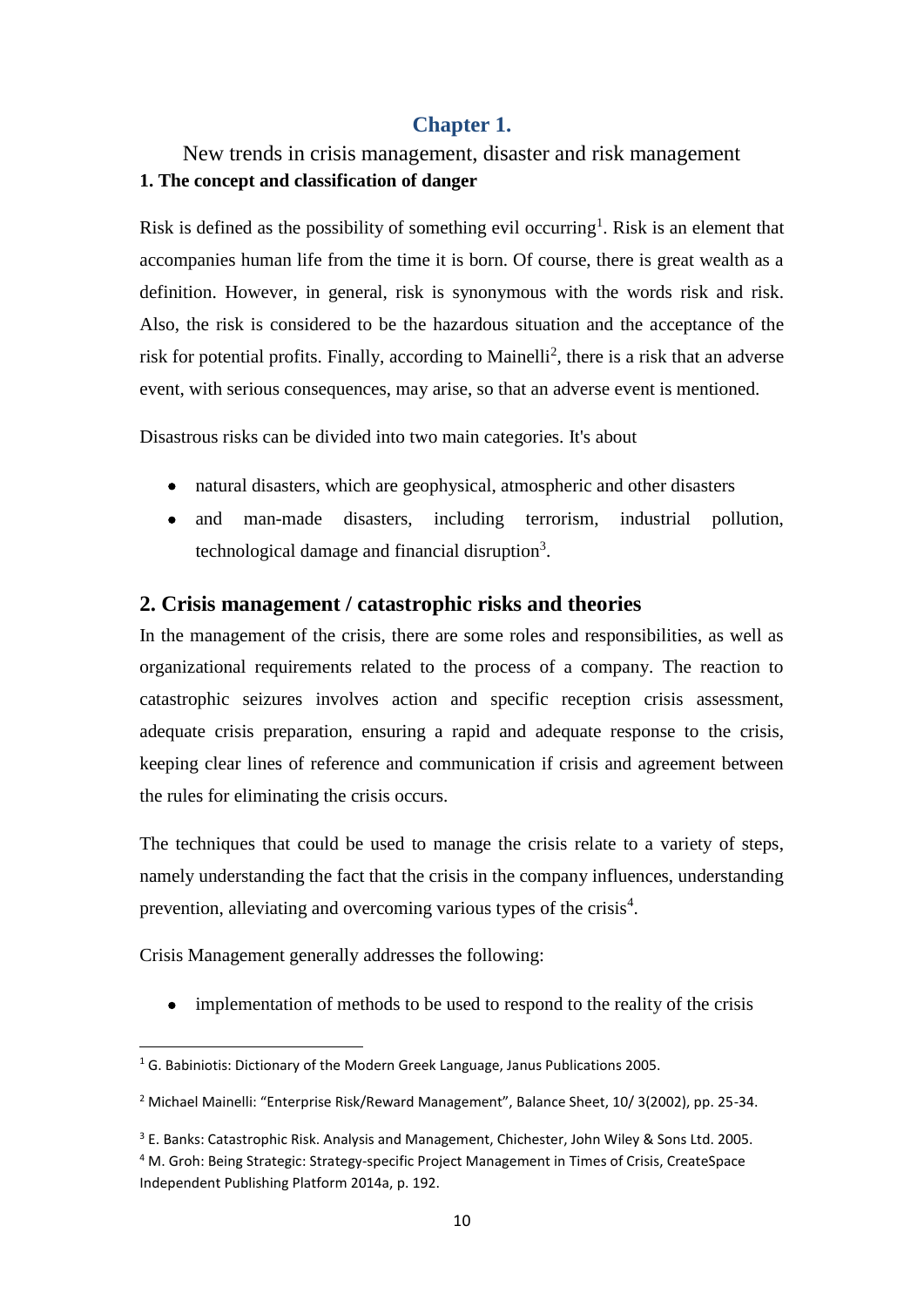# Chapter 1.

New trends in crisis management, disaster and risk management

### 1. The concept and classification of danger

Risk is defined as the possibility of something evil occurring[1]. Risk is an element that accompanies human life from the time it is born. Of course, there is great wealth as a definition. However, in general, risk is synonymous with the words risk and risk. Also, the risk is considered to be the hazardous situation and the acceptance of the risk for potential profits. Finally, according to Mainelli[2], there is a risk that an adverse event, with serious consequences, may arise, so that an adverse event is mentioned.

Disastrous risks can be divided into two main categories. It's about

- natural disasters, which are geophysical, atmospheric and other disasters
- and man-made disasters, including terrorism, industrial pollution, technological damage and financial disruption[3].

## 2. Crisis management / catastrophic risks and theories

In the management of the crisis, there are some roles and responsibilities, as well as organizational requirements related to the process of a company. The reaction to catastrophic seizures involves action and specific reception crisis assessment, adequate crisis preparation, ensuring a rapid and adequate response to the crisis, keeping clear lines of reference and communication if crisis and agreement between the rules for eliminating the crisis occurs.

The techniques that could be used to manage the crisis relate to a variety of steps, namely understanding the fact that the crisis in the company influences, understanding prevention, alleviating and overcoming various types of the crisis[4].

Crisis Management generally addresses the following:

- implementation of methods to be used to respond to the reality of the crisis

---

[1] G. Babiniotis: Dictionary of the Modern Greek Language, Janus Publications 2005.

[2] Michael Mainelli: "Enterprise Risk/Reward Management", Balance Sheet, 10/ 3(2002), pp. 25-34.

[3] E. Banks: Catastrophic Risk. Analysis and Management, Chichester, John Wiley & Sons Ltd. 2005.

[4] M. Groh: Being Strategic: Strategy-specific Project Management in Times of Crisis, CreateSpace Independent Publishing Platform 2014a, p. 192.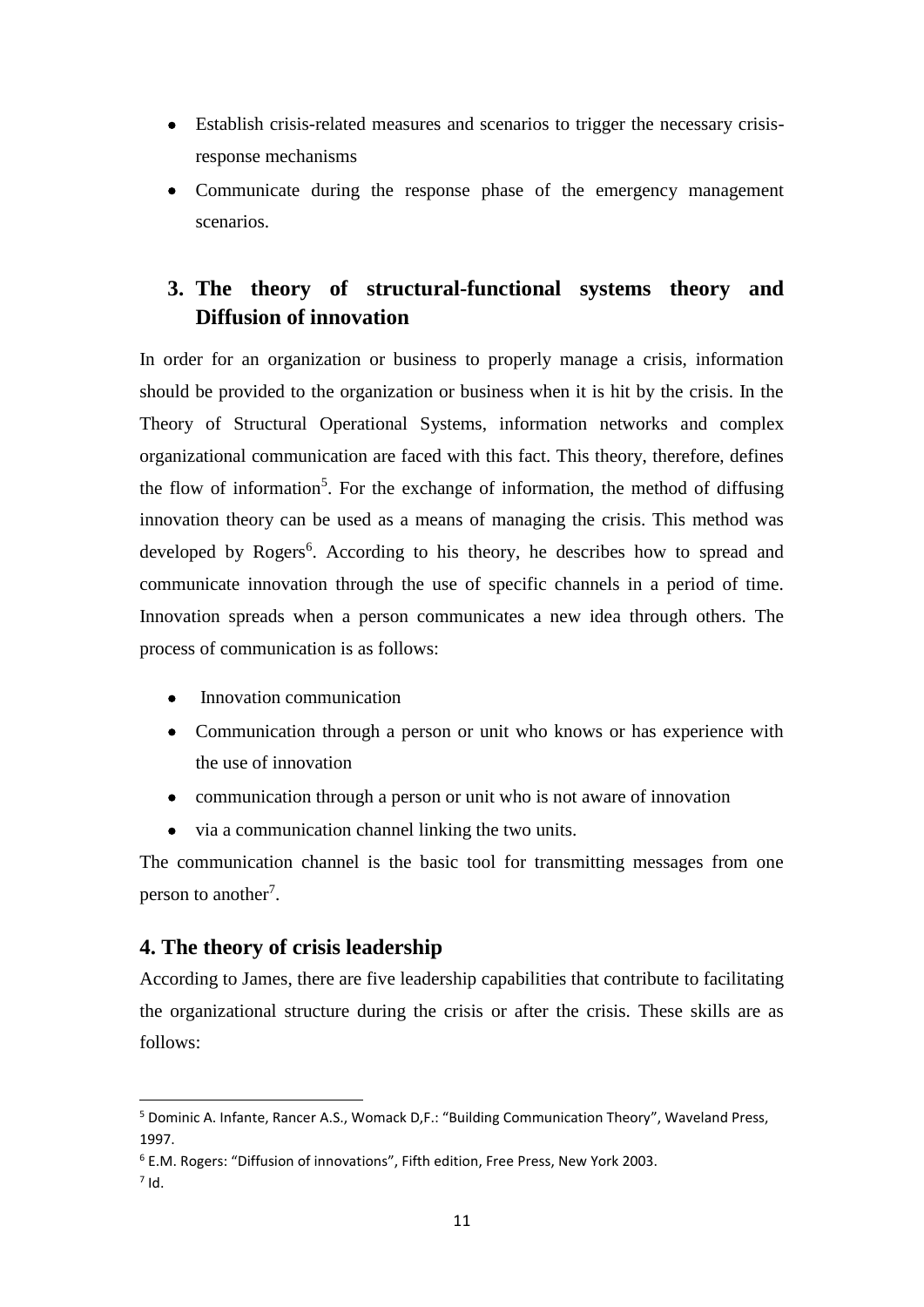- Establish crisis-related measures and scenarios to trigger the necessary crisis-response mechanisms
- Communicate during the response phase of the emergency management scenarios.

## 3. The theory of structural-functional systems theory and Diffusion of innovation

In order for an organization or business to properly manage a crisis, information should be provided to the organization or business when it is hit by the crisis. In the Theory of Structural Operational Systems, information networks and complex organizational communication are faced with this fact. This theory, therefore, defines the flow of information[5]. For the exchange of information, the method of diffusing innovation theory can be used as a means of managing the crisis. This method was developed by Rogers[6]. According to his theory, he describes how to spread and communicate innovation through the use of specific channels in a period of time. Innovation spreads when a person communicates a new idea through others. The process of communication is as follows:

- Innovation communication
- Communication through a person or unit who knows or has experience with the use of innovation
- communication through a person or unit who is not aware of innovation
- via a communication channel linking the two units.

The communication channel is the basic tool for transmitting messages from one person to another[7].

## 4. The theory of crisis leadership

According to James, there are five leadership capabilities that contribute to facilitating the organizational structure during the crisis or after the crisis. These skills are as follows:

---

[5] Dominic A. Infante, Rancer A.S., Womack D,F.: "Building Communication Theory", Waveland Press, 1997.

[6] E.M. Rogers: "Diffusion of innovations", Fifth edition, Free Press, New York 2003.

[7] Id.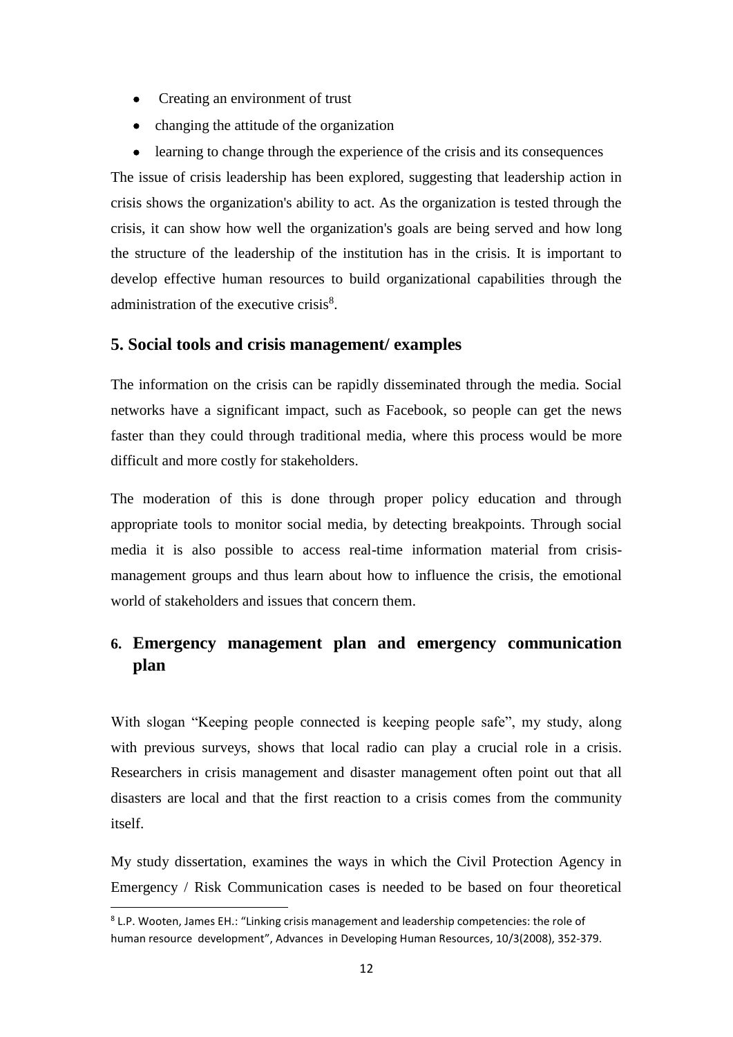- Creating an environment of trust
- changing the attitude of the organization
- learning to change through the experience of the crisis and its consequences

The issue of crisis leadership has been explored, suggesting that leadership action in crisis shows the organization's ability to act. As the organization is tested through the crisis, it can show how well the organization's goals are being served and how long the structure of the leadership of the institution has in the crisis. It is important to develop effective human resources to build organizational capabilities through the administration of the executive crisis[8].

## 5. Social tools and crisis management/ examples

The information on the crisis can be rapidly disseminated through the media. Social networks have a significant impact, such as Facebook, so people can get the news faster than they could through traditional media, where this process would be more difficult and more costly for stakeholders.

The moderation of this is done through proper policy education and through appropriate tools to monitor social media, by detecting breakpoints. Through social media it is also possible to access real-time information material from crisis-management groups and thus learn about how to influence the crisis, the emotional world of stakeholders and issues that concern them.

## 6. Emergency management plan and emergency communication plan

With slogan “Keeping people connected is keeping people safe”, my study, along with previous surveys, shows that local radio can play a crucial role in a crisis. Researchers in crisis management and disaster management often point out that all disasters are local and that the first reaction to a crisis comes from the community itself.

My study dissertation, examines the ways in which the Civil Protection Agency in Emergency / Risk Communication cases is needed to be based on four theoretical

---

[8] L.P. Wooten, James EH.: “Linking crisis management and leadership competencies: the role of human resource development”, Advances in Developing Human Resources, 10/3(2008), 352-379.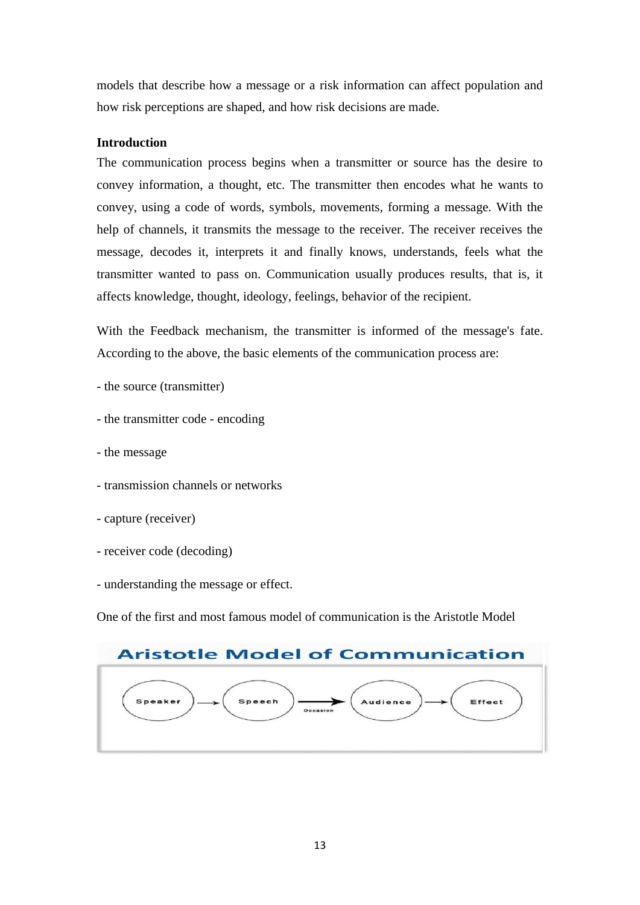models that describe how a message or a risk information can affect population and how risk perceptions are shaped, and how risk decisions are made.

**Introduction**

The communication process begins when a transmitter or source has the desire to convey information, a thought, etc. The transmitter then encodes what he wants to convey, using a code of words, symbols, movements, forming a message. With the help of channels, it transmits the message to the receiver. The receiver receives the message, decodes it, interprets it and finally knows, understands, feels what the transmitter wanted to pass on. Communication usually produces results, that is, it affects knowledge, thought, ideology, feelings, behavior of the recipient.

With the Feedback mechanism, the transmitter is informed of the message's fate. According to the above, the basic elements of the communication process are:

- the source (transmitter)
- the transmitter code - encoding
- the message
- transmission channels or networks
- capture (receiver)
- receiver code (decoding)
- understanding the message or effect.

One of the first and most famous model of communication is the Aristotle Model

**Aristotle Model of Communication**

Speaker → Speech → (Occasion) → Audience → Effect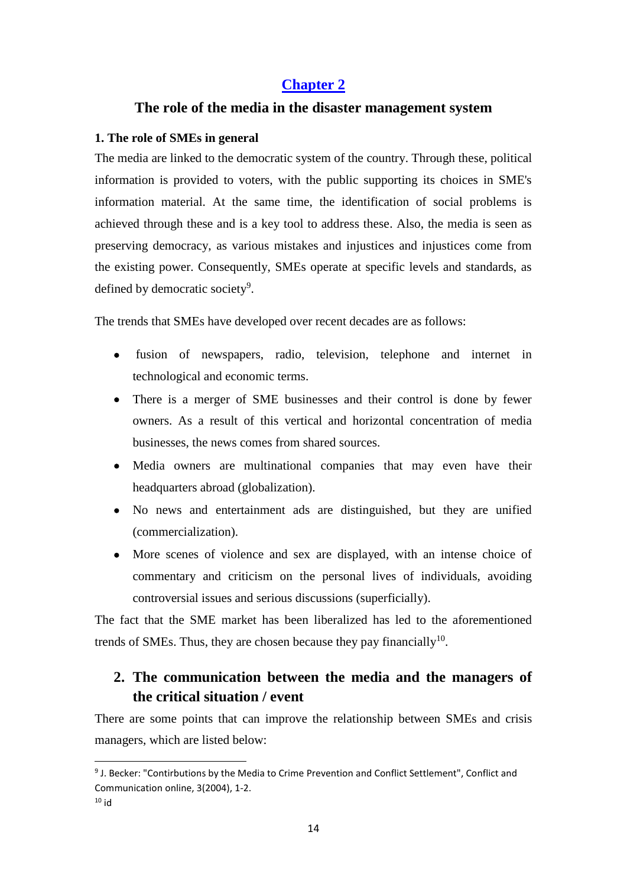# Chapter 2

## The role of the media in the disaster management system

**1. The role of SMEs in general**

The media are linked to the democratic system of the country. Through these, political information is provided to voters, with the public supporting its choices in SME's information material. At the same time, the identification of social problems is achieved through these and is a key tool to address these. Also, the media is seen as preserving democracy, as various mistakes and injustices and injustices come from the existing power. Consequently, SMEs operate at specific levels and standards, as defined by democratic society[9].

The trends that SMEs have developed over recent decades are as follows:

- fusion of newspapers, radio, television, telephone and internet in technological and economic terms.
- There is a merger of SME businesses and their control is done by fewer owners. As a result of this vertical and horizontal concentration of media businesses, the news comes from shared sources.
- Media owners are multinational companies that may even have their headquarters abroad (globalization).
- No news and entertainment ads are distinguished, but they are unified (commercialization).
- More scenes of violence and sex are displayed, with an intense choice of commentary and criticism on the personal lives of individuals, avoiding controversial issues and serious discussions (superficially).

The fact that the SME market has been liberalized has led to the aforementioned trends of SMEs. Thus, they are chosen because they pay financially[10].

## 2. The communication between the media and the managers of the critical situation / event

There are some points that can improve the relationship between SMEs and crisis managers, which are listed below:

---

[9] J. Becker: "Contirbutions by the Media to Crime Prevention and Conflict Settlement", Conflict and Communication online, 3(2004), 1-2.

[10] id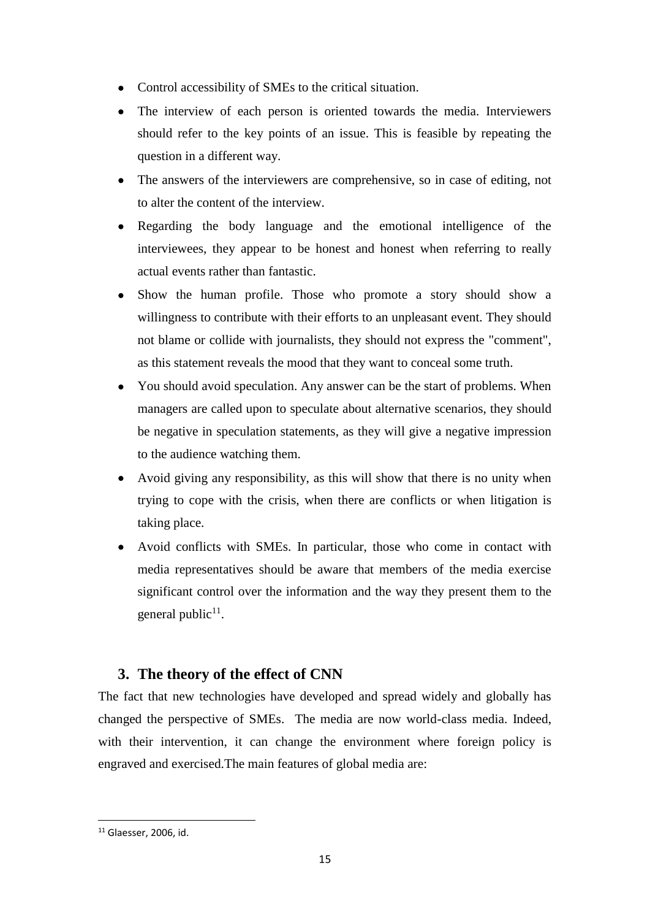- Control accessibility of SMEs to the critical situation.
- The interview of each person is oriented towards the media. Interviewers should refer to the key points of an issue. This is feasible by repeating the question in a different way.
- The answers of the interviewers are comprehensive, so in case of editing, not to alter the content of the interview.
- Regarding the body language and the emotional intelligence of the interviewees, they appear to be honest and honest when referring to really actual events rather than fantastic.
- Show the human profile. Those who promote a story should show a willingness to contribute with their efforts to an unpleasant event. They should not blame or collide with journalists, they should not express the "comment", as this statement reveals the mood that they want to conceal some truth.
- You should avoid speculation. Any answer can be the start of problems. When managers are called upon to speculate about alternative scenarios, they should be negative in speculation statements, as they will give a negative impression to the audience watching them.
- Avoid giving any responsibility, as this will show that there is no unity when trying to cope with the crisis, when there are conflicts or when litigation is taking place.
- Avoid conflicts with SMEs. In particular, those who come in contact with media representatives should be aware that members of the media exercise significant control over the information and the way they present them to the general public[11].

## 3. The theory of the effect of CNN

The fact that new technologies have developed and spread widely and globally has changed the perspective of SMEs. The media are now world-class media. Indeed, with their intervention, it can change the environment where foreign policy is engraved and exercised.The main features of global media are:

[11] Glaesser, 2006, id.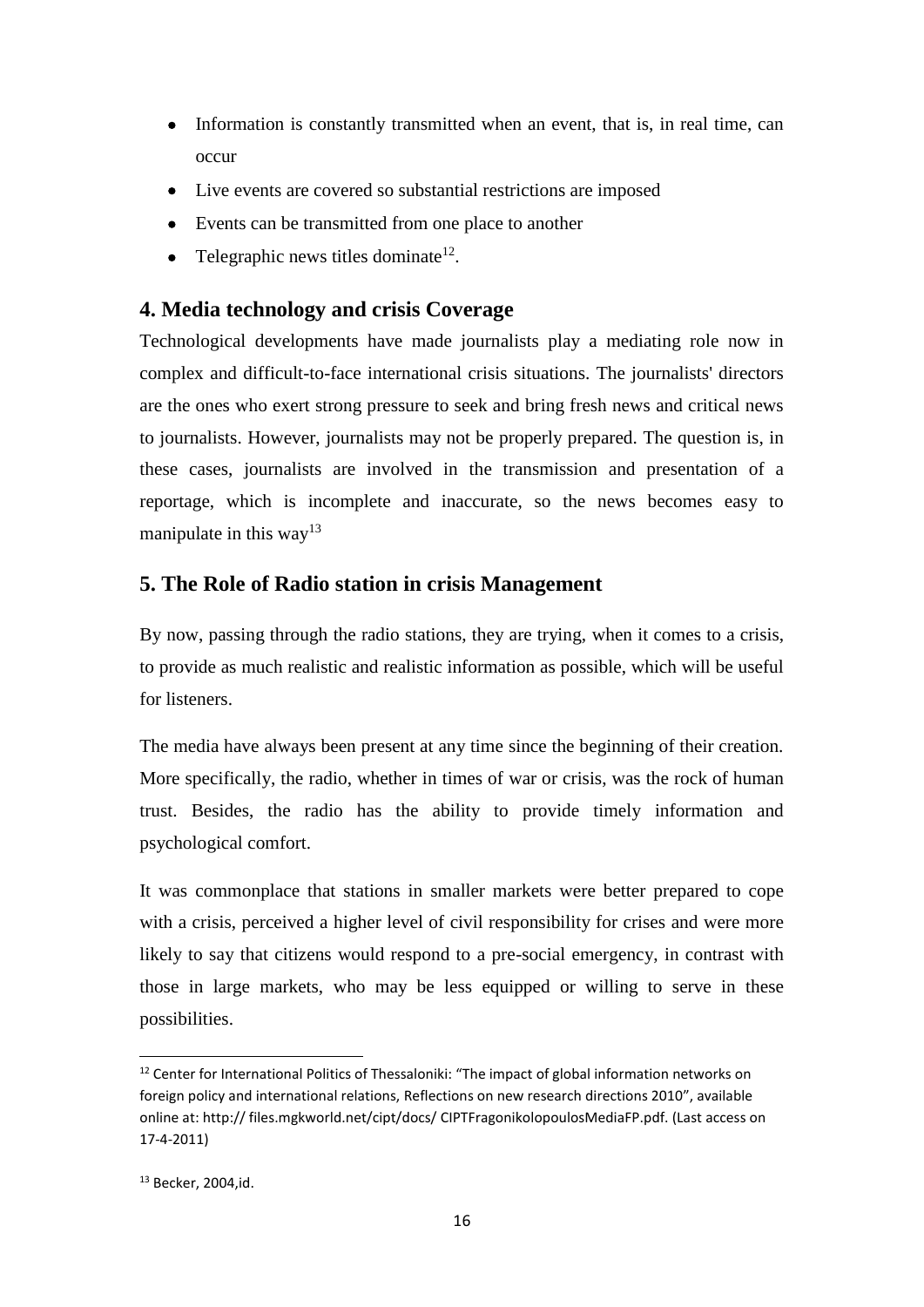- Information is constantly transmitted when an event, that is, in real time, can occur
- Live events are covered so substantial restrictions are imposed
- Events can be transmitted from one place to another
- Telegraphic news titles dominate[12].

## 4. Media technology and crisis Coverage

Technological developments have made journalists play a mediating role now in complex and difficult-to-face international crisis situations. The journalists' directors are the ones who exert strong pressure to seek and bring fresh news and critical news to journalists. However, journalists may not be properly prepared. The question is, in these cases, journalists are involved in the transmission and presentation of a reportage, which is incomplete and inaccurate, so the news becomes easy to manipulate in this way[13]

## 5. The Role of Radio station in crisis Management

By now, passing through the radio stations, they are trying, when it comes to a crisis, to provide as much realistic and realistic information as possible, which will be useful for listeners.

The media have always been present at any time since the beginning of their creation. More specifically, the radio, whether in times of war or crisis, was the rock of human trust. Besides, the radio has the ability to provide timely information and psychological comfort.

It was commonplace that stations in smaller markets were better prepared to cope with a crisis, perceived a higher level of civil responsibility for crises and were more likely to say that citizens would respond to a pre-social emergency, in contrast with those in large markets, who may be less equipped or willing to serve in these possibilities.

---

[12] Center for International Politics of Thessaloniki: "The impact of global information networks on foreign policy and international relations, Reflections on new research directions 2010", available online at: http:// files.mgkworld.net/cipt/docs/ CIPTFragonikolopoulosMediaFP.pdf. (Last access on 17-4-2011)

[13] Becker, 2004,id.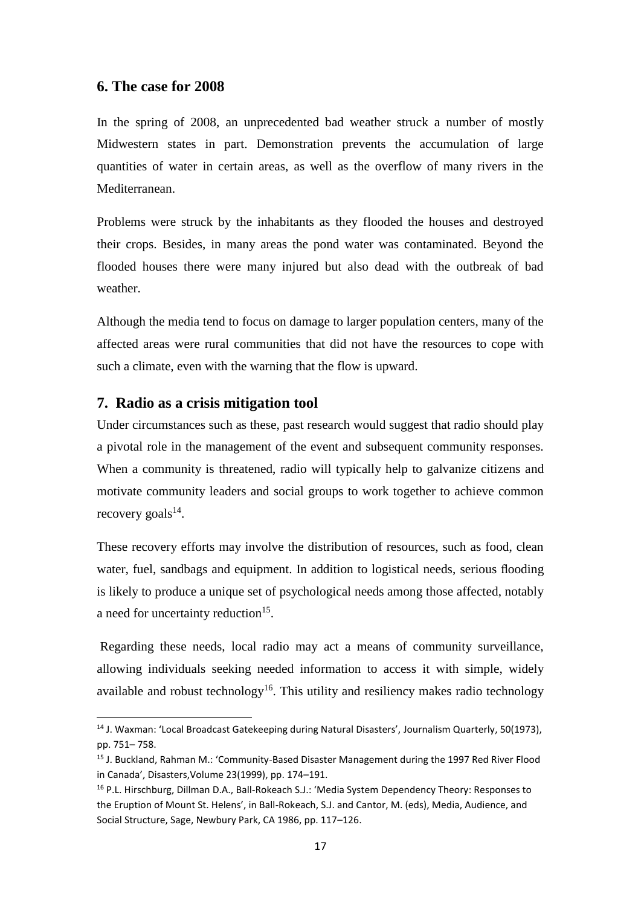## 6. The case for 2008

In the spring of 2008, an unprecedented bad weather struck a number of mostly Midwestern states in part. Demonstration prevents the accumulation of large quantities of water in certain areas, as well as the overflow of many rivers in the Mediterranean.

Problems were struck by the inhabitants as they flooded the houses and destroyed their crops. Besides, in many areas the pond water was contaminated. Beyond the flooded houses there were many injured but also dead with the outbreak of bad weather.

Although the media tend to focus on damage to larger population centers, many of the affected areas were rural communities that did not have the resources to cope with such a climate, even with the warning that the flow is upward.

## 7. Radio as a crisis mitigation tool

Under circumstances such as these, past research would suggest that radio should play a pivotal role in the management of the event and subsequent community responses. When a community is threatened, radio will typically help to galvanize citizens and motivate community leaders and social groups to work together to achieve common recovery goals[14].

These recovery efforts may involve the distribution of resources, such as food, clean water, fuel, sandbags and equipment. In addition to logistical needs, serious flooding is likely to produce a unique set of psychological needs among those affected, notably a need for uncertainty reduction[15].

Regarding these needs, local radio may act a means of community surveillance, allowing individuals seeking needed information to access it with simple, widely available and robust technology[16]. This utility and resiliency makes radio technology

---

[14] J. Waxman: 'Local Broadcast Gatekeeping during Natural Disasters', Journalism Quarterly, 50(1973), pp. 751– 758.

[15] J. Buckland, Rahman M.: 'Community-Based Disaster Management during the 1997 Red River Flood in Canada', Disasters,Volume 23(1999), pp. 174–191.

[16] P.L. Hirschburg, Dillman D.A., Ball-Rokeach S.J.: 'Media System Dependency Theory: Responses to the Eruption of Mount St. Helens', in Ball-Rokeach, S.J. and Cantor, M. (eds), Media, Audience, and Social Structure, Sage, Newbury Park, CA 1986, pp. 117–126.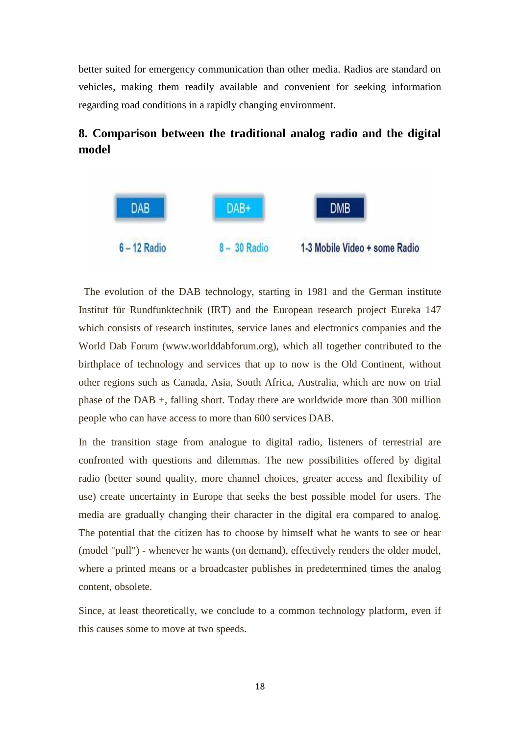better suited for emergency communication than other media. Radios are standard on vehicles, making them readily available and convenient for seeking information regarding road conditions in a rapidly changing environment.

## 8. Comparison between the traditional analog radio and the digital model

| DAB | DAB+ | DMB |
|---|---|---|
| 6 – 12 Radio | 8 – 30 Radio | 1-3 Mobile Video + some Radio |

The evolution of the DAB technology, starting in 1981 and the German institute Institut für Rundfunktechnik (IRT) and the European research project Eureka 147 which consists of research institutes, service lanes and electronics companies and the World Dab Forum (www.worlddabforum.org), which all together contributed to the birthplace of technology and services that up to now is the Old Continent, without other regions such as Canada, Asia, South Africa, Australia, which are now on trial phase of the DAB +, falling short. Today there are worldwide more than 300 million people who can have access to more than 600 services DAB.

In the transition stage from analogue to digital radio, listeners of terrestrial are confronted with questions and dilemmas. The new possibilities offered by digital radio (better sound quality, more channel choices, greater access and flexibility of use) create uncertainty in Europe that seeks the best possible model for users. The media are gradually changing their character in the digital era compared to analog. The potential that the citizen has to choose by himself what he wants to see or hear (model "pull") - whenever he wants (on demand), effectively renders the older model, where a printed means or a broadcaster publishes in predetermined times the analog content, obsolete.

Since, at least theoretically, we conclude to a common technology platform, even if this causes some to move at two speeds.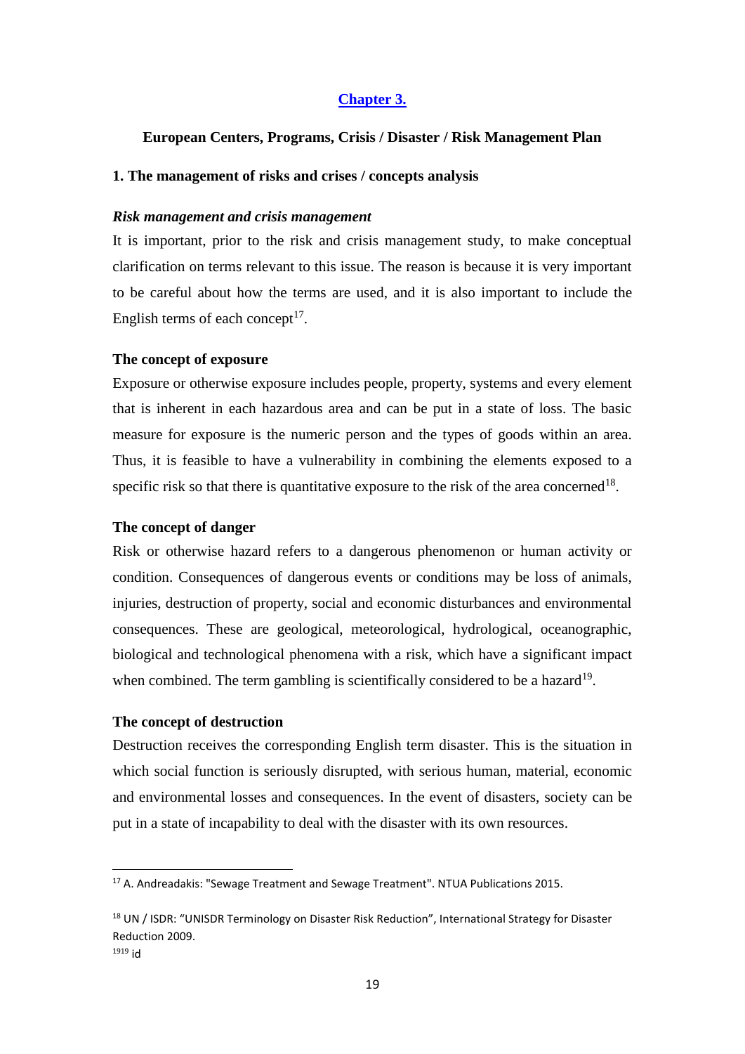## Chapter 3.

### European Centers, Programs, Crisis / Disaster / Risk Management Plan

### 1. The management of risks and crises / concepts analysis

***Risk management and crisis management***

It is important, prior to the risk and crisis management study, to make conceptual clarification on terms relevant to this issue. The reason is because it is very important to be careful about how the terms are used, and it is also important to include the English terms of each concept[17].

**The concept of exposure**

Exposure or otherwise exposure includes people, property, systems and every element that is inherent in each hazardous area and can be put in a state of loss. The basic measure for exposure is the numeric person and the types of goods within an area. Thus, it is feasible to have a vulnerability in combining the elements exposed to a specific risk so that there is quantitative exposure to the risk of the area concerned[18].

**The concept of danger**

Risk or otherwise hazard refers to a dangerous phenomenon or human activity or condition. Consequences of dangerous events or conditions may be loss of animals, injuries, destruction of property, social and economic disturbances and environmental consequences. These are geological, meteorological, hydrological, oceanographic, biological and technological phenomena with a risk, which have a significant impact when combined. The term gambling is scientifically considered to be a hazard[19].

**The concept of destruction**

Destruction receives the corresponding English term disaster. This is the situation in which social function is seriously disrupted, with serious human, material, economic and environmental losses and consequences. In the event of disasters, society can be put in a state of incapability to deal with the disaster with its own resources.

---

[17] A. Andreadakis: "Sewage Treatment and Sewage Treatment". NTUA Publications 2015.

[18] UN / ISDR: "UNISDR Terminology on Disaster Risk Reduction", International Strategy for Disaster Reduction 2009.

[1919] id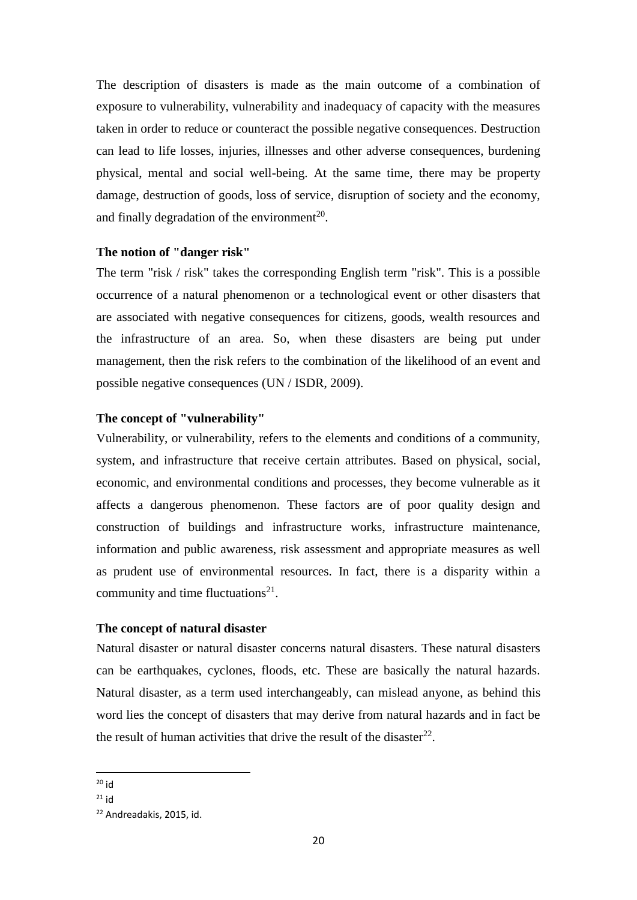The description of disasters is made as the main outcome of a combination of exposure to vulnerability, vulnerability and inadequacy of capacity with the measures taken in order to reduce or counteract the possible negative consequences. Destruction can lead to life losses, injuries, illnesses and other adverse consequences, burdening physical, mental and social well-being. At the same time, there may be property damage, destruction of goods, loss of service, disruption of society and the economy, and finally degradation of the environment[20].

**The notion of "danger risk"**

The term "risk / risk" takes the corresponding English term "risk". This is a possible occurrence of a natural phenomenon or a technological event or other disasters that are associated with negative consequences for citizens, goods, wealth resources and the infrastructure of an area. So, when these disasters are being put under management, then the risk refers to the combination of the likelihood of an event and possible negative consequences (UN / ISDR, 2009).

**The concept of "vulnerability"**

Vulnerability, or vulnerability, refers to the elements and conditions of a community, system, and infrastructure that receive certain attributes. Based on physical, social, economic, and environmental conditions and processes, they become vulnerable as it affects a dangerous phenomenon. These factors are of poor quality design and construction of buildings and infrastructure works, infrastructure maintenance, information and public awareness, risk assessment and appropriate measures as well as prudent use of environmental resources. In fact, there is a disparity within a community and time fluctuations[21].

**The concept of natural disaster**

Natural disaster or natural disaster concerns natural disasters. These natural disasters can be earthquakes, cyclones, floods, etc. These are basically the natural hazards. Natural disaster, as a term used interchangeably, can mislead anyone, as behind this word lies the concept of disasters that may derive from natural hazards and in fact be the result of human activities that drive the result of the disaster[22].

---

[20] id

[21] id

[22] Andreadakis, 2015, id.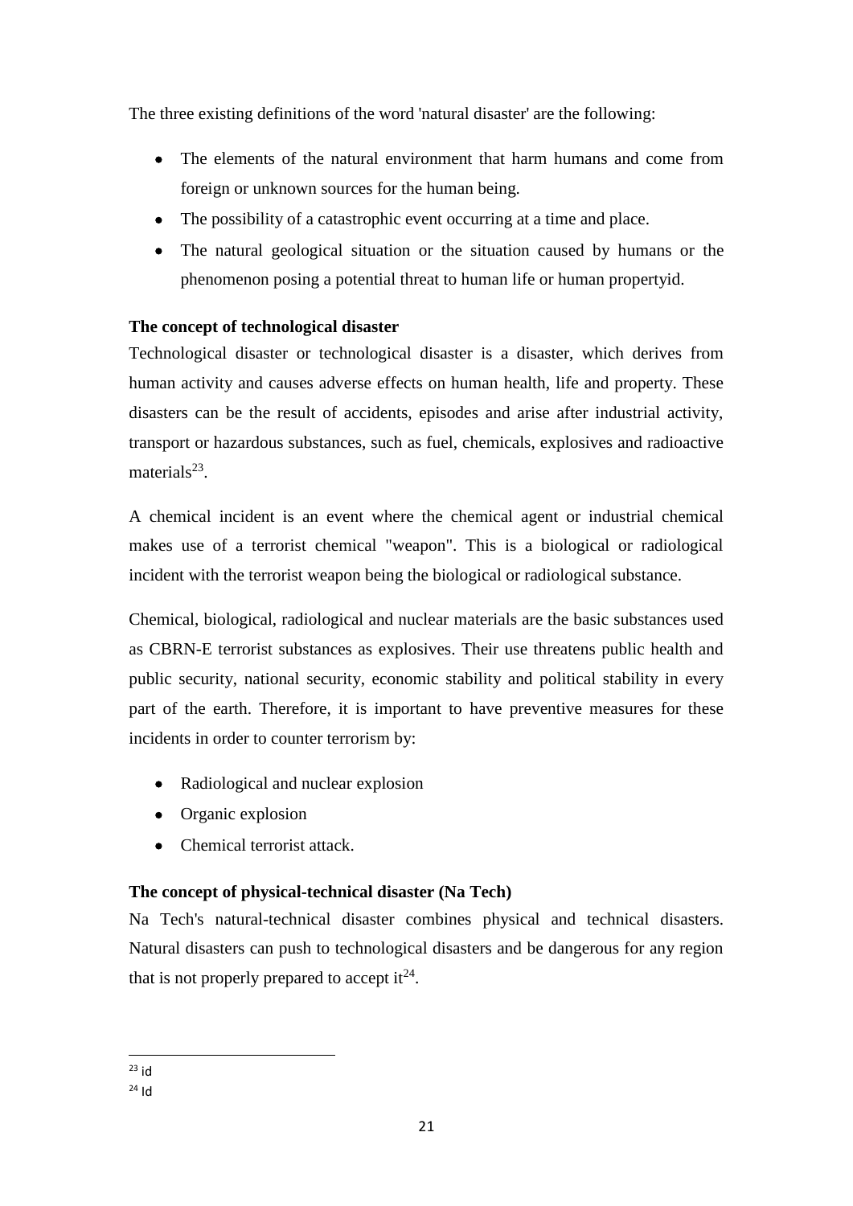The three existing definitions of the word 'natural disaster' are the following:

- The elements of the natural environment that harm humans and come from foreign or unknown sources for the human being.
- The possibility of a catastrophic event occurring at a time and place.
- The natural geological situation or the situation caused by humans or the phenomenon posing a potential threat to human life or human propertyid.

**The concept of technological disaster**

Technological disaster or technological disaster is a disaster, which derives from human activity and causes adverse effects on human health, life and property. These disasters can be the result of accidents, episodes and arise after industrial activity, transport or hazardous substances, such as fuel, chemicals, explosives and radioactive materials[23].

A chemical incident is an event where the chemical agent or industrial chemical makes use of a terrorist chemical "weapon". This is a biological or radiological incident with the terrorist weapon being the biological or radiological substance.

Chemical, biological, radiological and nuclear materials are the basic substances used as CBRN-E terrorist substances as explosives. Their use threatens public health and public security, national security, economic stability and political stability in every part of the earth. Therefore, it is important to have preventive measures for these incidents in order to counter terrorism by:

- Radiological and nuclear explosion
- Organic explosion
- Chemical terrorist attack.

**The concept of physical-technical disaster (Na Tech)**

Na Tech's natural-technical disaster combines physical and technical disasters. Natural disasters can push to technological disasters and be dangerous for any region that is not properly prepared to accept it[24].

---

[23] id

[24] Id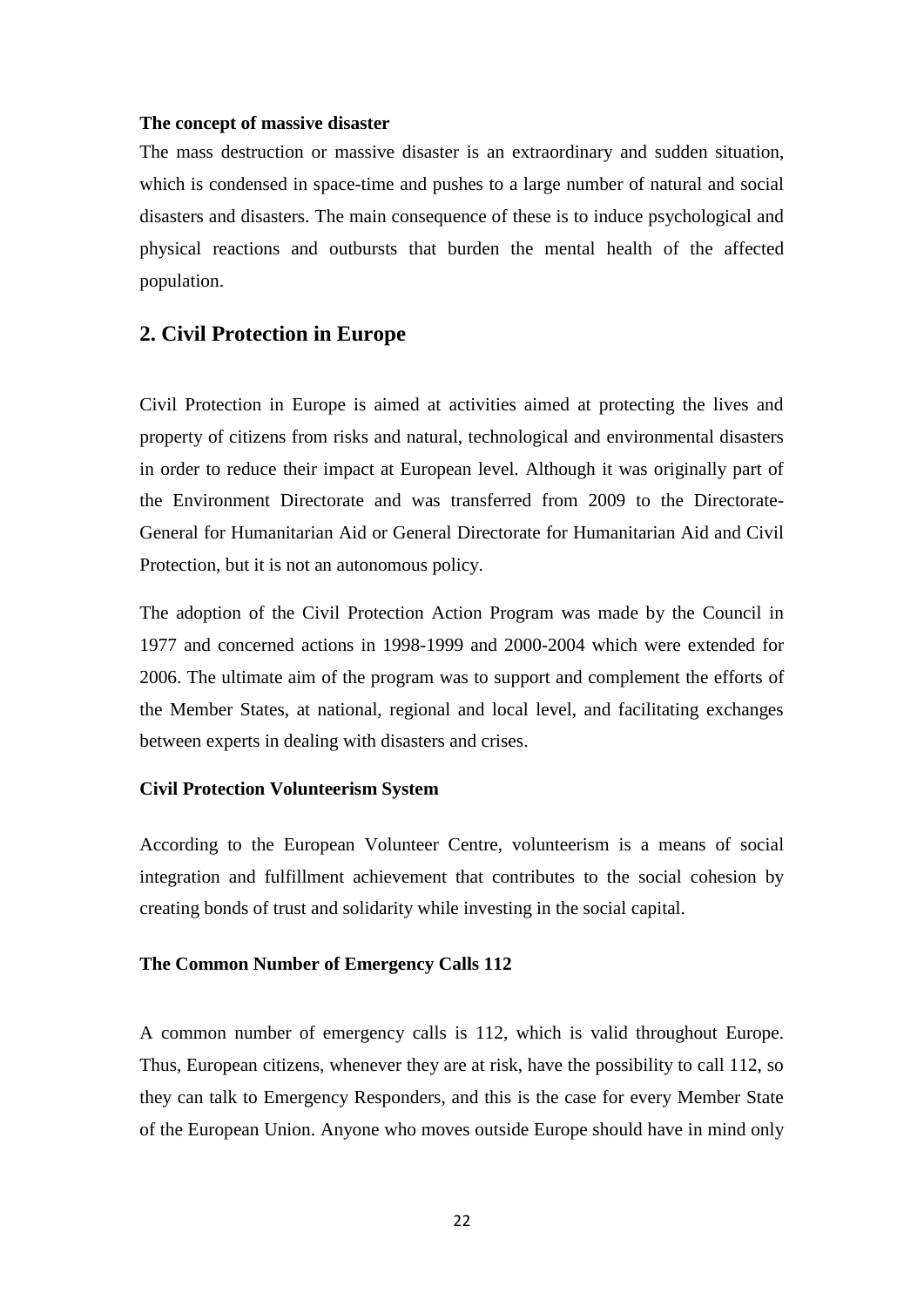**The concept of massive disaster**

The mass destruction or massive disaster is an extraordinary and sudden situation, which is condensed in space-time and pushes to a large number of natural and social disasters and disasters. The main consequence of these is to induce psychological and physical reactions and outbursts that burden the mental health of the affected population.

## 2. Civil Protection in Europe

Civil Protection in Europe is aimed at activities aimed at protecting the lives and property of citizens from risks and natural, technological and environmental disasters in order to reduce their impact at European level. Although it was originally part of the Environment Directorate and was transferred from 2009 to the Directorate-General for Humanitarian Aid or General Directorate for Humanitarian Aid and Civil Protection, but it is not an autonomous policy.

The adoption of the Civil Protection Action Program was made by the Council in 1977 and concerned actions in 1998-1999 and 2000-2004 which were extended for 2006. The ultimate aim of the program was to support and complement the efforts of the Member States, at national, regional and local level, and facilitating exchanges between experts in dealing with disasters and crises.

**Civil Protection Volunteerism System**

According to the European Volunteer Centre, volunteerism is a means of social integration and fulfillment achievement that contributes to the social cohesion by creating bonds of trust and solidarity while investing in the social capital.

**The Common Number of Emergency Calls 112**

A common number of emergency calls is 112, which is valid throughout Europe. Thus, European citizens, whenever they are at risk, have the possibility to call 112, so they can talk to Emergency Responders, and this is the case for every Member State of the European Union. Anyone who moves outside Europe should have in mind only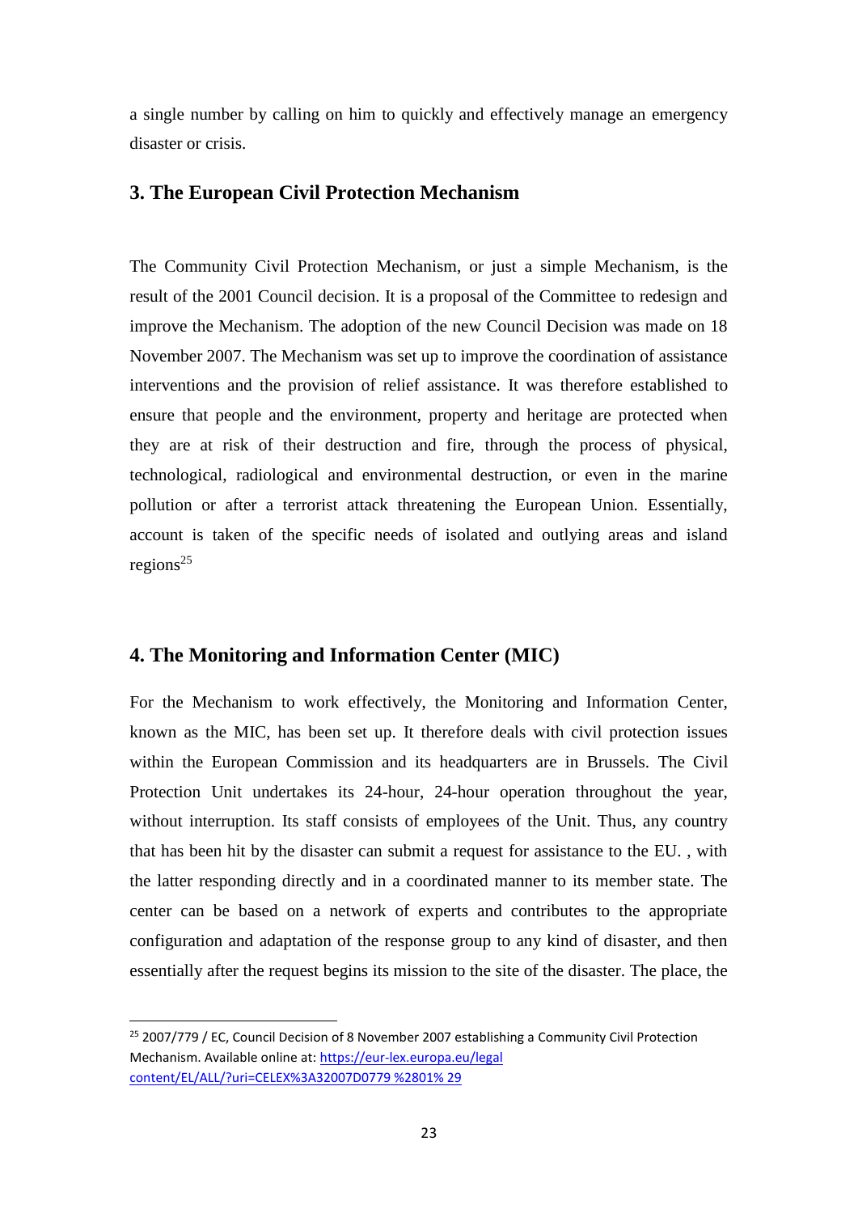a single number by calling on him to quickly and effectively manage an emergency disaster or crisis.

## 3. The European Civil Protection Mechanism

The Community Civil Protection Mechanism, or just a simple Mechanism, is the result of the 2001 Council decision. It is a proposal of the Committee to redesign and improve the Mechanism. The adoption of the new Council Decision was made on 18 November 2007. The Mechanism was set up to improve the coordination of assistance interventions and the provision of relief assistance. It was therefore established to ensure that people and the environment, property and heritage are protected when they are at risk of their destruction and fire, through the process of physical, technological, radiological and environmental destruction, or even in the marine pollution or after a terrorist attack threatening the European Union. Essentially, account is taken of the specific needs of isolated and outlying areas and island regions[25]

## 4. The Monitoring and Information Center (MIC)

For the Mechanism to work effectively, the Monitoring and Information Center, known as the MIC, has been set up. It therefore deals with civil protection issues within the European Commission and its headquarters are in Brussels. The Civil Protection Unit undertakes its 24-hour, 24-hour operation throughout the year, without interruption. Its staff consists of employees of the Unit. Thus, any country that has been hit by the disaster can submit a request for assistance to the EU. , with the latter responding directly and in a coordinated manner to its member state. The center can be based on a network of experts and contributes to the appropriate configuration and adaptation of the response group to any kind of disaster, and then essentially after the request begins its mission to the site of the disaster. The place, the

---

[25] 2007/779 / EC, Council Decision of 8 November 2007 establishing a Community Civil Protection Mechanism. Available online at: https://eur-lex.europa.eu/legal content/EL/ALL/?uri=CELEX%3A32007D0779 %2801% 29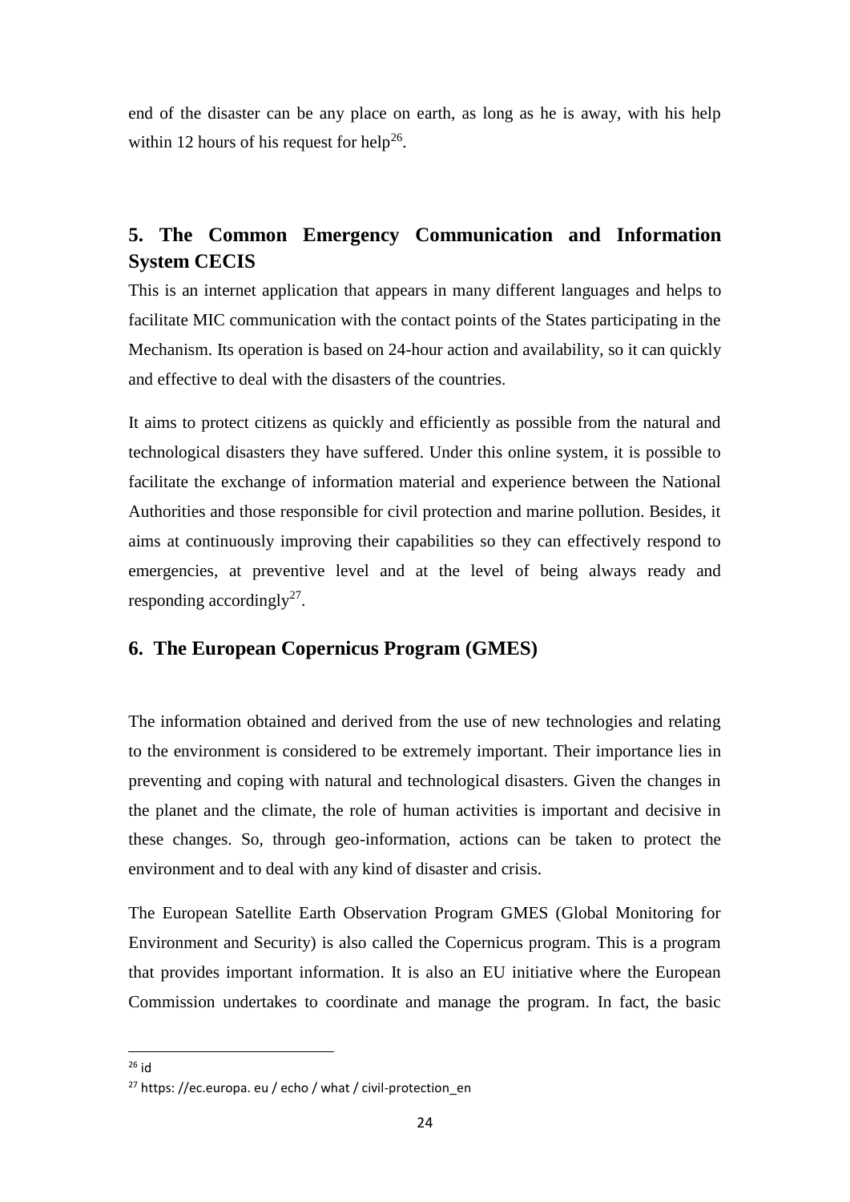end of the disaster can be any place on earth, as long as he is away, with his help within 12 hours of his request for help[26].

## 5. The Common Emergency Communication and Information System CECIS

This is an internet application that appears in many different languages and helps to facilitate MIC communication with the contact points of the States participating in the Mechanism. Its operation is based on 24-hour action and availability, so it can quickly and effective to deal with the disasters of the countries.

It aims to protect citizens as quickly and efficiently as possible from the natural and technological disasters they have suffered. Under this online system, it is possible to facilitate the exchange of information material and experience between the National Authorities and those responsible for civil protection and marine pollution. Besides, it aims at continuously improving their capabilities so they can effectively respond to emergencies, at preventive level and at the level of being always ready and responding accordingly[27].

## 6. The European Copernicus Program (GMES)

The information obtained and derived from the use of new technologies and relating to the environment is considered to be extremely important. Their importance lies in preventing and coping with natural and technological disasters. Given the changes in the planet and the climate, the role of human activities is important and decisive in these changes. So, through geo-information, actions can be taken to protect the environment and to deal with any kind of disaster and crisis.

The European Satellite Earth Observation Program GMES (Global Monitoring for Environment and Security) is also called the Copernicus program. This is a program that provides important information. It is also an EU initiative where the European Commission undertakes to coordinate and manage the program. In fact, the basic

---

[26] id

[27] https: //ec.europa. eu / echo / what / civil-protection_en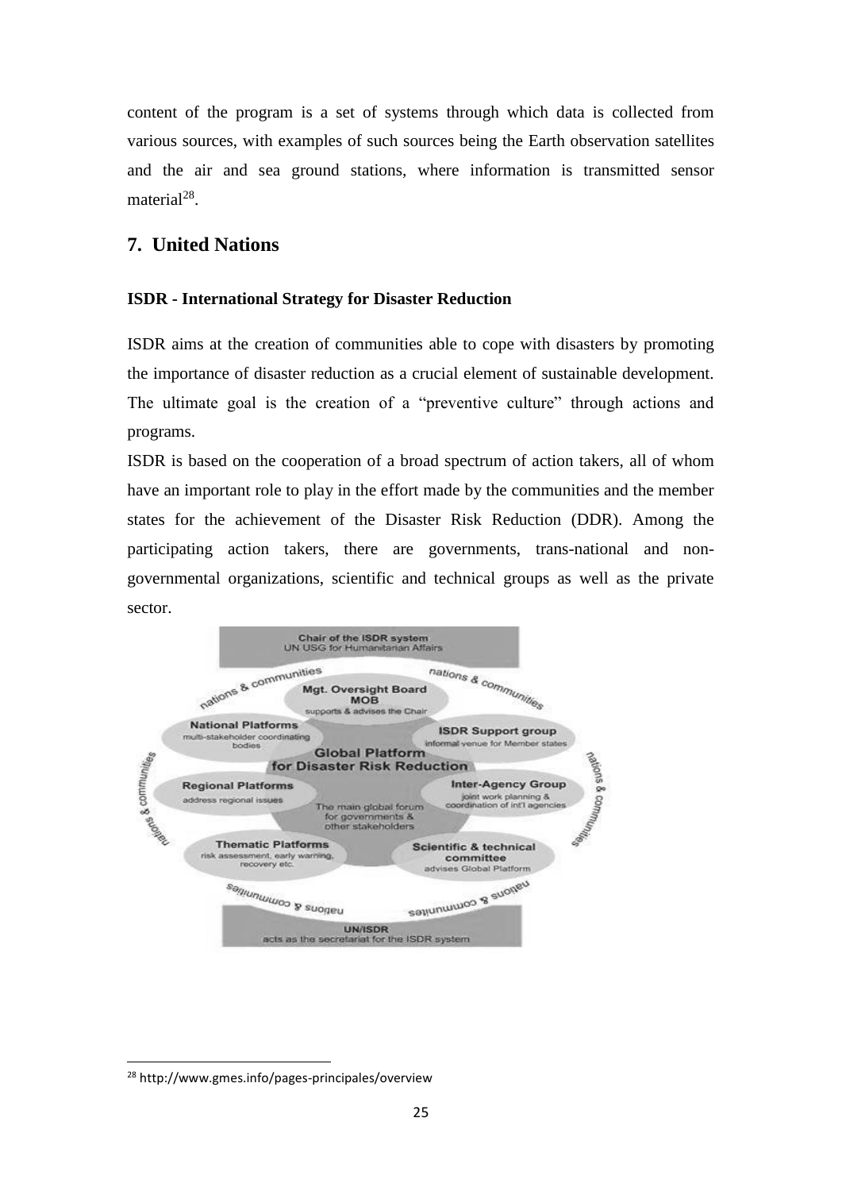content of the program is a set of systems through which data is collected from various sources, with examples of such sources being the Earth observation satellites and the air and sea ground stations, where information is transmitted sensor material[28].

## 7. United Nations

### ISDR - International Strategy for Disaster Reduction

ISDR aims at the creation of communities able to cope with disasters by promoting the importance of disaster reduction as a crucial element of sustainable development. The ultimate goal is the creation of a "preventive culture" through actions and programs.

ISDR is based on the cooperation of a broad spectrum of action takers, all of whom have an important role to play in the effort made by the communities and the member states for the achievement of the Disaster Risk Reduction (DDR). Among the participating action takers, there are governments, trans-national and non-governmental organizations, scientific and technical groups as well as the private sector.

---

[28] http://www.gmes.info/pages-principales/overview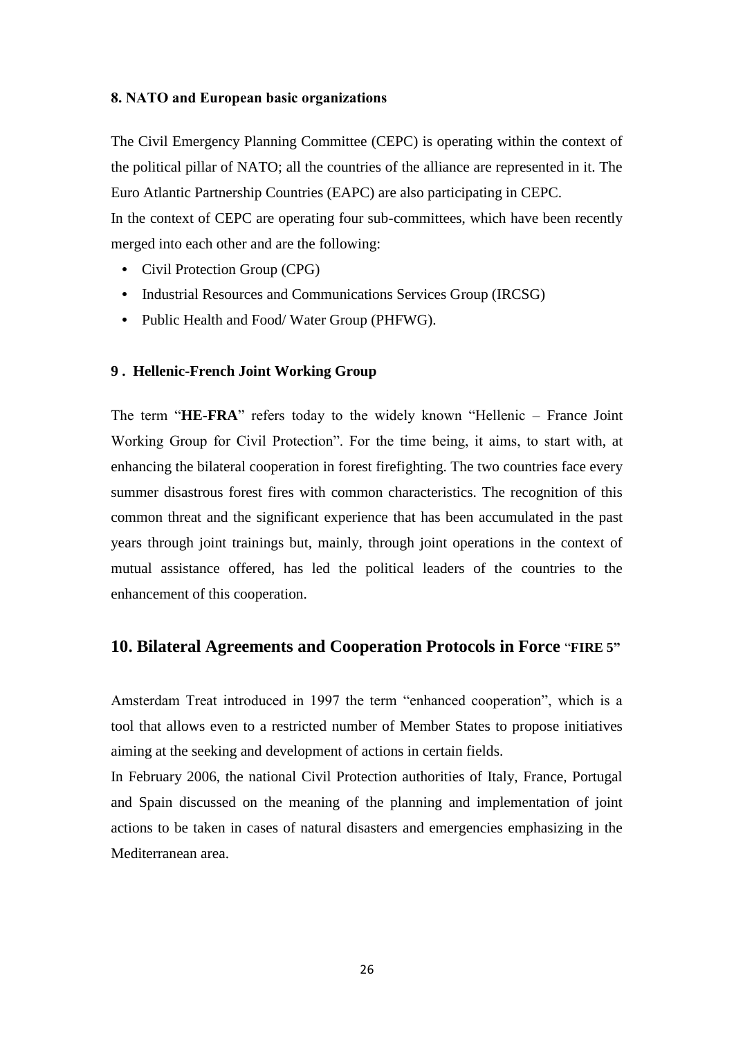### 8. NATO and European basic organizations

The Civil Emergency Planning Committee (CEPC) is operating within the context of the political pillar of NATO; all the countries of the alliance are represented in it. The Euro Atlantic Partnership Countries (EAPC) are also participating in CEPC.

In the context of CEPC are operating four sub-committees, which have been recently merged into each other and are the following:

- Civil Protection Group (CPG)
- Industrial Resources and Communications Services Group (IRCSG)
- Public Health and Food/ Water Group (PHFWG).

### 9 . Hellenic-French Joint Working Group

The term "**HE-FRA**" refers today to the widely known "Hellenic – France Joint Working Group for Civil Protection". For the time being, it aims, to start with, at enhancing the bilateral cooperation in forest firefighting. The two countries face every summer disastrous forest fires with common characteristics. The recognition of this common threat and the significant experience that has been accumulated in the past years through joint trainings but, mainly, through joint operations in the context of mutual assistance offered, has led the political leaders of the countries to the enhancement of this cooperation.

## 10. Bilateral Agreements and Cooperation Protocols in Force "FIRE 5"

Amsterdam Treat introduced in 1997 the term "enhanced cooperation", which is a tool that allows even to a restricted number of Member States to propose initiatives aiming at the seeking and development of actions in certain fields.

In February 2006, the national Civil Protection authorities of Italy, France, Portugal and Spain discussed on the meaning of the planning and implementation of joint actions to be taken in cases of natural disasters and emergencies emphasizing in the Mediterranean area.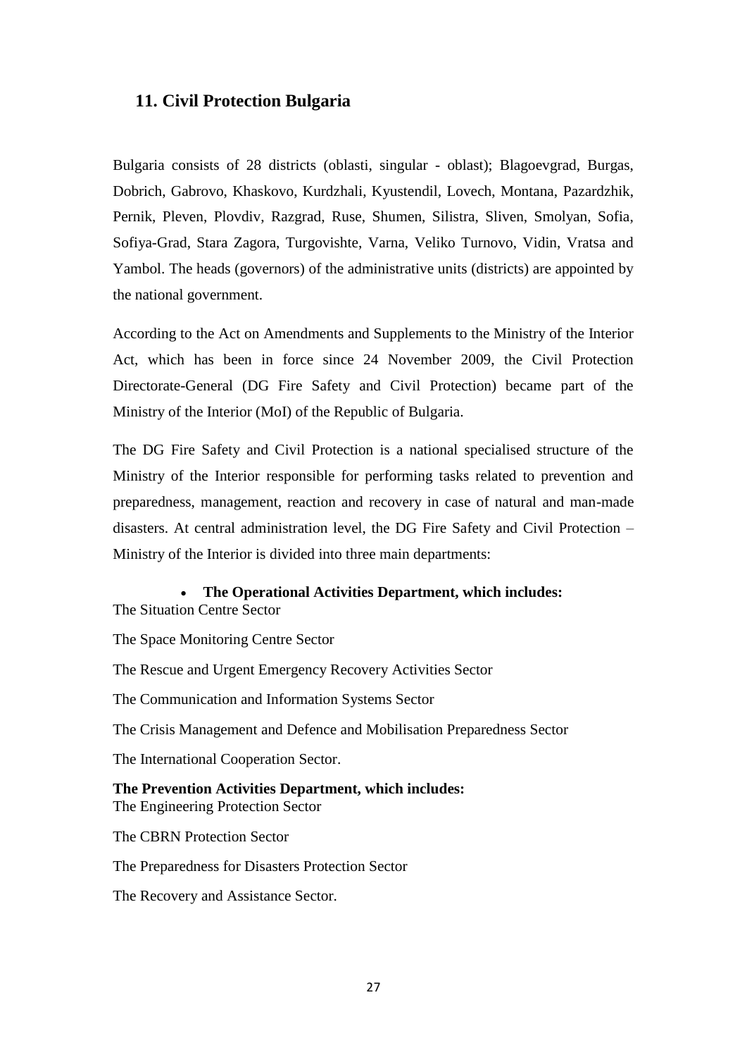## 11. Civil Protection Bulgaria

Bulgaria consists of 28 districts (oblasti, singular - oblast); Blagoevgrad, Burgas, Dobrich, Gabrovo, Khaskovo, Kurdzhali, Kyustendil, Lovech, Montana, Pazardzhik, Pernik, Pleven, Plovdiv, Razgrad, Ruse, Shumen, Silistra, Sliven, Smolyan, Sofia, Sofiya-Grad, Stara Zagora, Turgovishte, Varna, Veliko Turnovo, Vidin, Vratsa and Yambol. The heads (governors) of the administrative units (districts) are appointed by the national government.

According to the Act on Amendments and Supplements to the Ministry of the Interior Act, which has been in force since 24 November 2009, the Civil Protection Directorate-General (DG Fire Safety and Civil Protection) became part of the Ministry of the Interior (MoI) of the Republic of Bulgaria.

The DG Fire Safety and Civil Protection is a national specialised structure of the Ministry of the Interior responsible for performing tasks related to prevention and preparedness, management, reaction and recovery in case of natural and man-made disasters. At central administration level, the DG Fire Safety and Civil Protection – Ministry of the Interior is divided into three main departments:

- **The Operational Activities Department, which includes:**

The Situation Centre Sector

The Space Monitoring Centre Sector

The Rescue and Urgent Emergency Recovery Activities Sector

The Communication and Information Systems Sector

The Crisis Management and Defence and Mobilisation Preparedness Sector

The International Cooperation Sector.

**The Prevention Activities Department, which includes:**

The Engineering Protection Sector

The CBRN Protection Sector

The Preparedness for Disasters Protection Sector

The Recovery and Assistance Sector.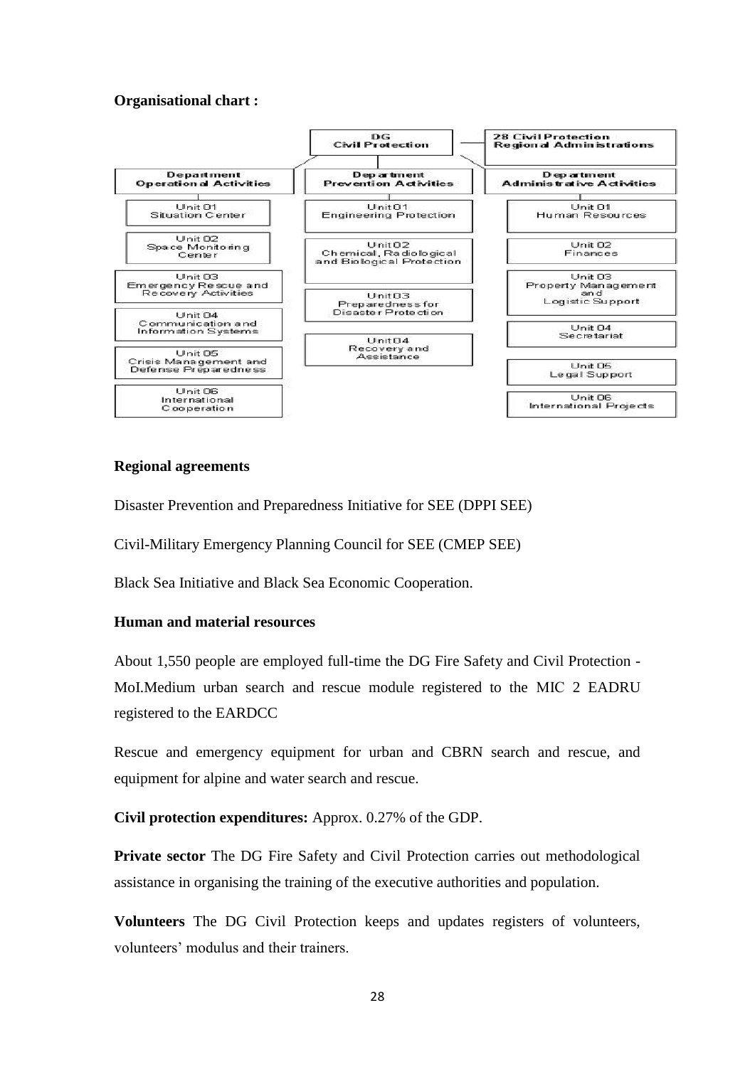**Organisational chart :**

- DG Civil Protection
  - 28 Civil Protection Regional Administrations
  - Department Operational Activities
    - Unit 01 Situation Center
    - Unit 02 Space Monitoring Center
    - Unit 03 Emergency Rescue and Recovery Activities
    - Unit 04 Communication and Information Systems
    - Unit 05 Crisis Management and Defense Preparedness
    - Unit 06 International Cooperation
  - Department Prevention Activities
    - Unit 01 Engineering Protection
    - Unit 02 Chemical, Radiological and Biological Protection
    - Unit 03 Preparedness for Disaster Protection
    - Unit 04 Recovery and Assistance
  - Department Administrative Activities
    - Unit 01 Human Resources
    - Unit 02 Finances
    - Unit 03 Property Management and Logistic Support
    - Unit 04 Secretariat
    - Unit 05 Legal Support
    - Unit 06 International Projects

**Regional agreements**

Disaster Prevention and Preparedness Initiative for SEE (DPPI SEE)

Civil-Military Emergency Planning Council for SEE (CMEP SEE)

Black Sea Initiative and Black Sea Economic Cooperation.

**Human and material resources**

About 1,550 people are employed full-time the DG Fire Safety and Civil Protection - MoI.Medium urban search and rescue module registered to the MIC 2 EADRU registered to the EARDCC

Rescue and emergency equipment for urban and CBRN search and rescue, and equipment for alpine and water search and rescue.

**Civil protection expenditures:** Approx. 0.27% of the GDP.

**Private sector** The DG Fire Safety and Civil Protection carries out methodological assistance in organising the training of the executive authorities and population.

**Volunteers** The DG Civil Protection keeps and updates registers of volunteers, volunteers' modulus and their trainers.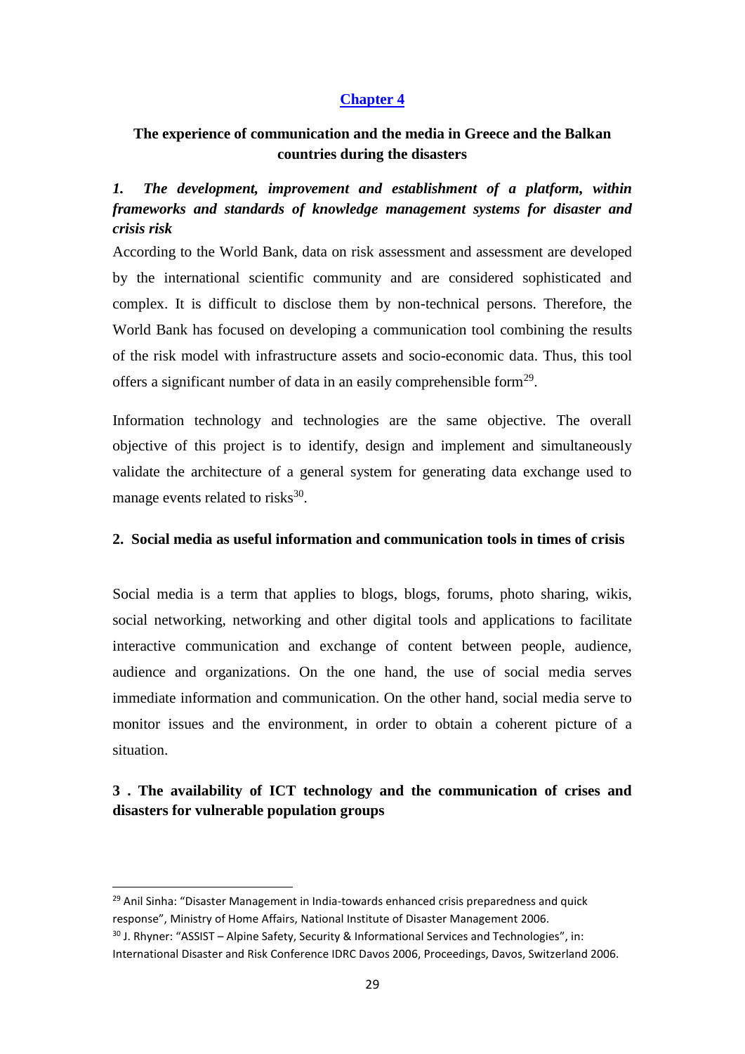## Chapter 4

### The experience of communication and the media in Greece and the Balkan countries during the disasters

#### *1. The development, improvement and establishment of a platform, within frameworks and standards of knowledge management systems for disaster and crisis risk*

According to the World Bank, data on risk assessment and assessment are developed by the international scientific community and are considered sophisticated and complex. It is difficult to disclose them by non-technical persons. Therefore, the World Bank has focused on developing a communication tool combining the results of the risk model with infrastructure assets and socio-economic data. Thus, this tool offers a significant number of data in an easily comprehensible form[29].

Information technology and technologies are the same objective. The overall objective of this project is to identify, design and implement and simultaneously validate the architecture of a general system for generating data exchange used to manage events related to risks[30].

#### 2. Social media as useful information and communication tools in times of crisis

Social media is a term that applies to blogs, blogs, forums, photo sharing, wikis, social networking, networking and other digital tools and applications to facilitate interactive communication and exchange of content between people, audience, audience and organizations. On the one hand, the use of social media serves immediate information and communication. On the other hand, social media serve to monitor issues and the environment, in order to obtain a coherent picture of a situation.

#### 3 . The availability of ICT technology and the communication of crises and disasters for vulnerable population groups

---

[29] Anil Sinha: "Disaster Management in India-towards enhanced crisis preparedness and quick response", Ministry of Home Affairs, National Institute of Disaster Management 2006.

[30] J. Rhyner: "ASSIST – Alpine Safety, Security & Informational Services and Technologies", in: International Disaster and Risk Conference IDRC Davos 2006, Proceedings, Davos, Switzerland 2006.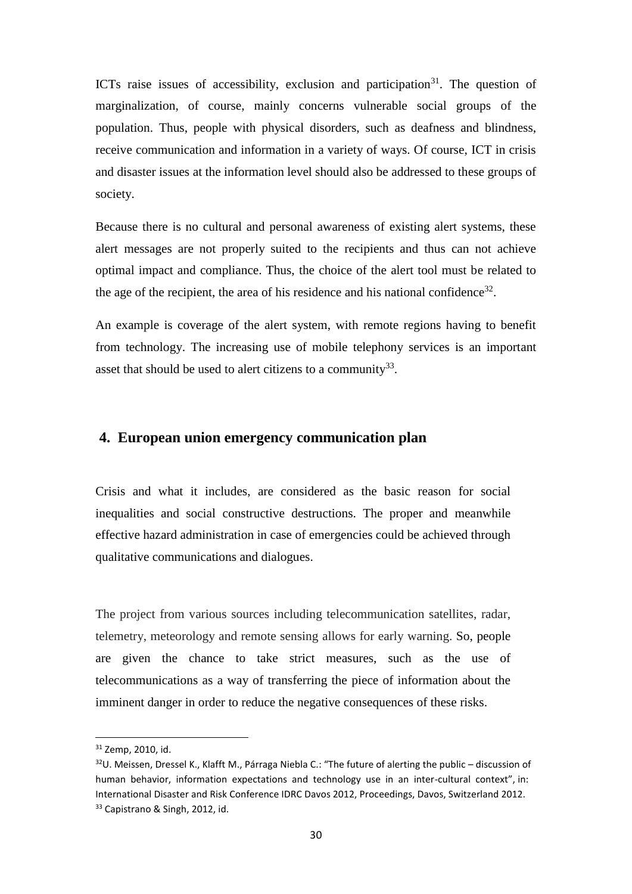ICTs raise issues of accessibility, exclusion and participation[31]. The question of marginalization, of course, mainly concerns vulnerable social groups of the population. Thus, people with physical disorders, such as deafness and blindness, receive communication and information in a variety of ways. Of course, ICT in crisis and disaster issues at the information level should also be addressed to these groups of society.

Because there is no cultural and personal awareness of existing alert systems, these alert messages are not properly suited to the recipients and thus can not achieve optimal impact and compliance. Thus, the choice of the alert tool must be related to the age of the recipient, the area of his residence and his national confidence[32].

An example is coverage of the alert system, with remote regions having to benefit from technology. The increasing use of mobile telephony services is an important asset that should be used to alert citizens to a community[33].

## 4. European union emergency communication plan

Crisis and what it includes, are considered as the basic reason for social inequalities and social constructive destructions. The proper and meanwhile effective hazard administration in case of emergencies could be achieved through qualitative communications and dialogues.

The project from various sources including telecommunication satellites, radar, telemetry, meteorology and remote sensing allows for early warning. So, people are given the chance to take strict measures, such as the use of telecommunications as a way of transferring the piece of information about the imminent danger in order to reduce the negative consequences of these risks.

---

[31] Zemp, 2010, id.

[32] U. Meissen, Dressel K., Klafft M., Párraga Niebla C.: "The future of alerting the public – discussion of human behavior, information expectations and technology use in an inter-cultural context", in: International Disaster and Risk Conference IDRC Davos 2012, Proceedings, Davos, Switzerland 2012.

[33] Capistrano & Singh, 2012, id.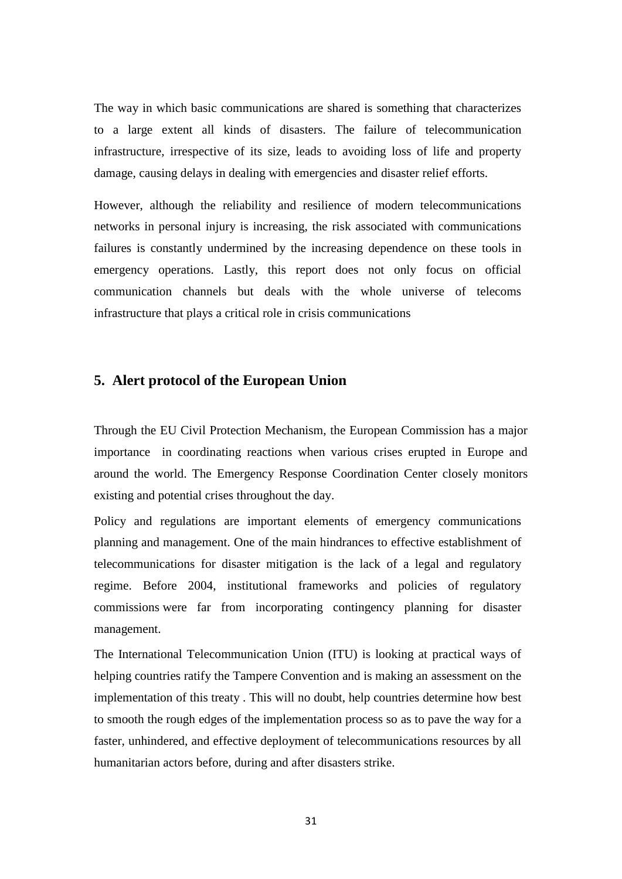The way in which basic communications are shared is something that characterizes to a large extent all kinds of disasters. The failure of telecommunication infrastructure, irrespective of its size, leads to avoiding loss of life and property damage, causing delays in dealing with emergencies and disaster relief efforts.

However, although the reliability and resilience of modern telecommunications networks in personal injury is increasing, the risk associated with communications failures is constantly undermined by the increasing dependence on these tools in emergency operations. Lastly, this report does not only focus on official communication channels but deals with the whole universe of telecoms infrastructure that plays a critical role in crisis communications

## 5. Alert protocol of the European Union

Through the EU Civil Protection Mechanism, the European Commission has a major importance in coordinating reactions when various crises erupted in Europe and around the world. The Emergency Response Coordination Center closely monitors existing and potential crises throughout the day.

Policy and regulations are important elements of emergency communications planning and management. One of the main hindrances to effective establishment of telecommunications for disaster mitigation is the lack of a legal and regulatory regime. Before 2004, institutional frameworks and policies of regulatory commissions were far from incorporating contingency planning for disaster management.

The International Telecommunication Union (ITU) is looking at practical ways of helping countries ratify the Tampere Convention and is making an assessment on the implementation of this treaty . This will no doubt, help countries determine how best to smooth the rough edges of the implementation process so as to pave the way for a faster, unhindered, and effective deployment of telecommunications resources by all humanitarian actors before, during and after disasters strike.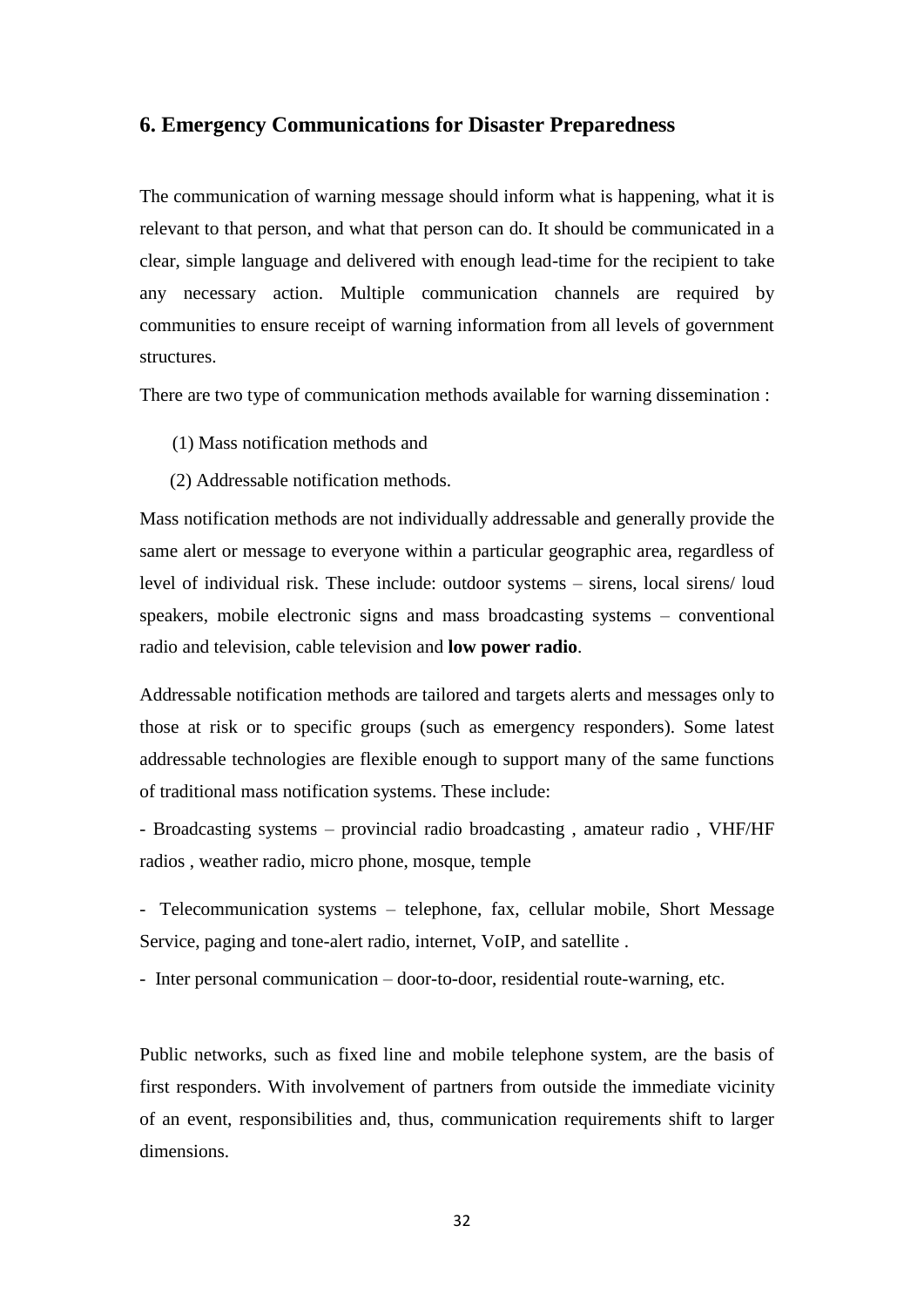## 6. Emergency Communications for Disaster Preparedness

The communication of warning message should inform what is happening, what it is relevant to that person, and what that person can do. It should be communicated in a clear, simple language and delivered with enough lead-time for the recipient to take any necessary action. Multiple communication channels are required by communities to ensure receipt of warning information from all levels of government structures.

There are two type of communication methods available for warning dissemination :

(1) Mass notification methods and

(2) Addressable notification methods.

Mass notification methods are not individually addressable and generally provide the same alert or message to everyone within a particular geographic area, regardless of level of individual risk. These include: outdoor systems – sirens, local sirens/ loud speakers, mobile electronic signs and mass broadcasting systems – conventional radio and television, cable television and **low power radio**.

Addressable notification methods are tailored and targets alerts and messages only to those at risk or to specific groups (such as emergency responders). Some latest addressable technologies are flexible enough to support many of the same functions of traditional mass notification systems. These include:

- Broadcasting systems – provincial radio broadcasting , amateur radio , VHF/HF radios , weather radio, micro phone, mosque, temple

- Telecommunication systems – telephone, fax, cellular mobile, Short Message Service, paging and tone-alert radio, internet, VoIP, and satellite .

- Inter personal communication – door-to-door, residential route-warning, etc.

Public networks, such as fixed line and mobile telephone system, are the basis of first responders. With involvement of partners from outside the immediate vicinity of an event, responsibilities and, thus, communication requirements shift to larger dimensions.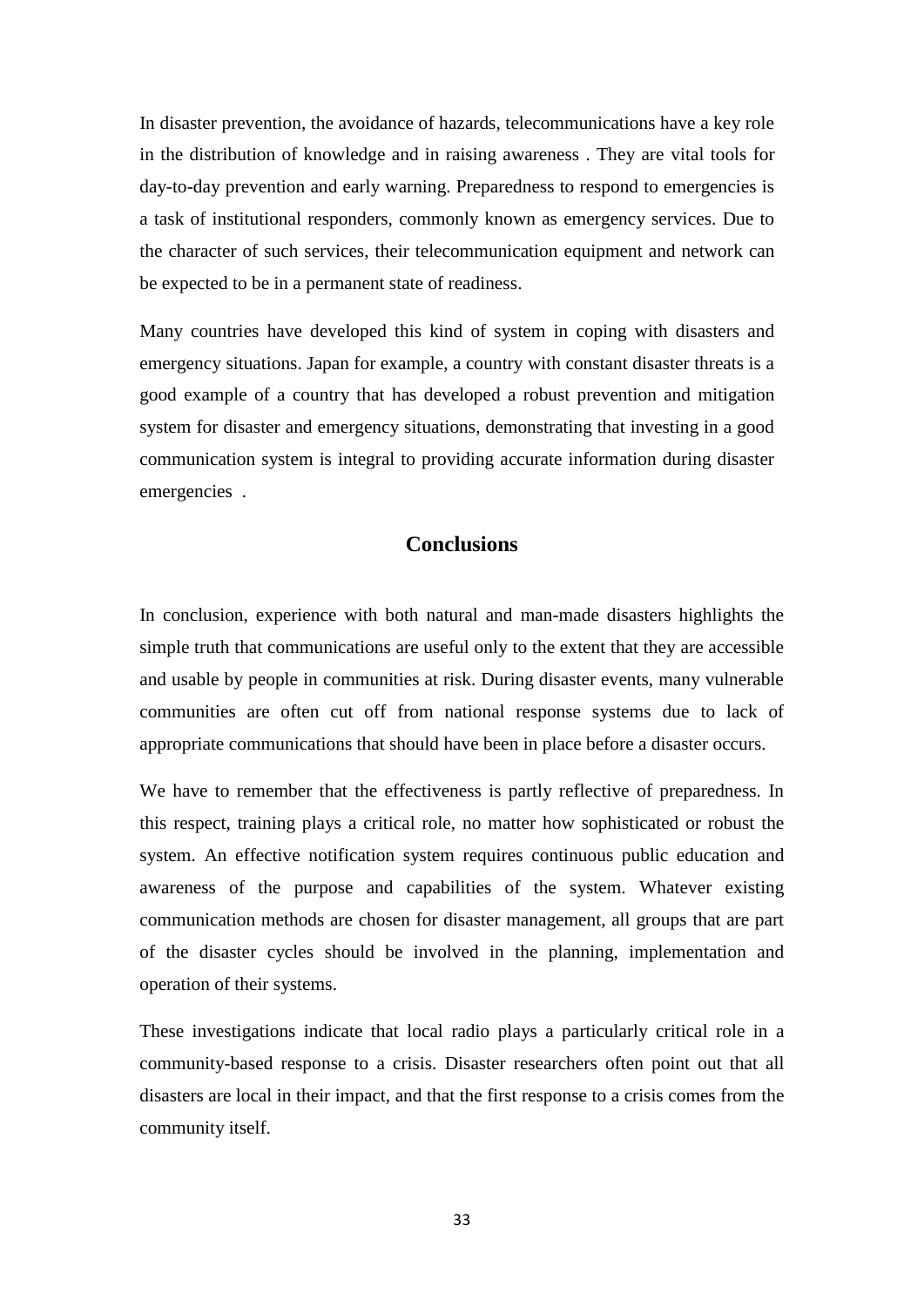In disaster prevention, the avoidance of hazards, telecommunications have a key role in the distribution of knowledge and in raising awareness . They are vital tools for day-to-day prevention and early warning. Preparedness to respond to emergencies is a task of institutional responders, commonly known as emergency services. Due to the character of such services, their telecommunication equipment and network can be expected to be in a permanent state of readiness.

Many countries have developed this kind of system in coping with disasters and emergency situations. Japan for example, a country with constant disaster threats is a good example of a country that has developed a robust prevention and mitigation system for disaster and emergency situations, demonstrating that investing in a good communication system is integral to providing accurate information during disaster emergencies .

## Conclusions

In conclusion, experience with both natural and man-made disasters highlights the simple truth that communications are useful only to the extent that they are accessible and usable by people in communities at risk. During disaster events, many vulnerable communities are often cut off from national response systems due to lack of appropriate communications that should have been in place before a disaster occurs.

We have to remember that the effectiveness is partly reflective of preparedness. In this respect, training plays a critical role, no matter how sophisticated or robust the system. An effective notification system requires continuous public education and awareness of the purpose and capabilities of the system. Whatever existing communication methods are chosen for disaster management, all groups that are part of the disaster cycles should be involved in the planning, implementation and operation of their systems.

These investigations indicate that local radio plays a particularly critical role in a community-based response to a crisis. Disaster researchers often point out that all disasters are local in their impact, and that the first response to a crisis comes from the community itself.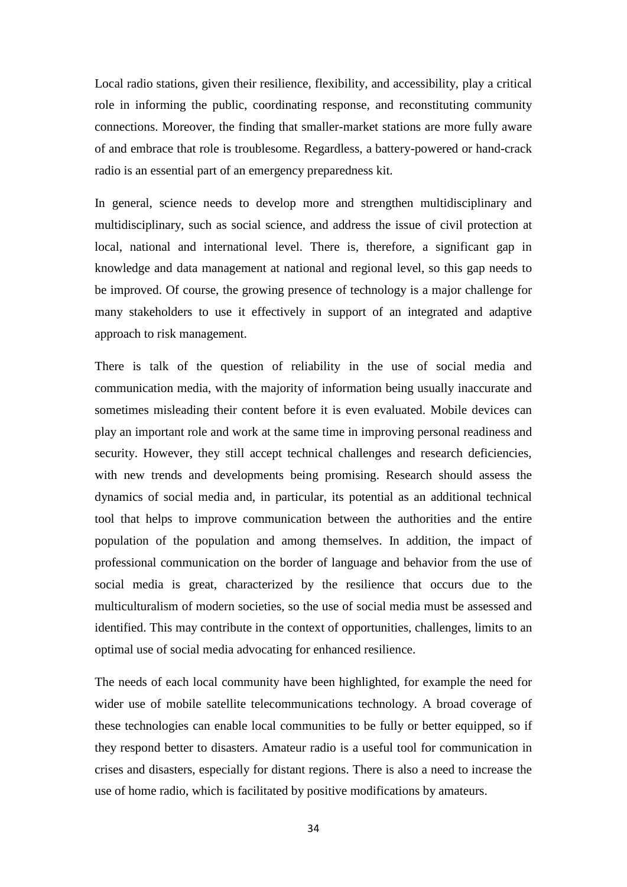Local radio stations, given their resilience, flexibility, and accessibility, play a critical role in informing the public, coordinating response, and reconstituting community connections. Moreover, the finding that smaller-market stations are more fully aware of and embrace that role is troublesome. Regardless, a battery-powered or hand-crack radio is an essential part of an emergency preparedness kit.

In general, science needs to develop more and strengthen multidisciplinary and multidisciplinary, such as social science, and address the issue of civil protection at local, national and international level. There is, therefore, a significant gap in knowledge and data management at national and regional level, so this gap needs to be improved. Of course, the growing presence of technology is a major challenge for many stakeholders to use it effectively in support of an integrated and adaptive approach to risk management.

There is talk of the question of reliability in the use of social media and communication media, with the majority of information being usually inaccurate and sometimes misleading their content before it is even evaluated. Mobile devices can play an important role and work at the same time in improving personal readiness and security. However, they still accept technical challenges and research deficiencies, with new trends and developments being promising. Research should assess the dynamics of social media and, in particular, its potential as an additional technical tool that helps to improve communication between the authorities and the entire population of the population and among themselves. In addition, the impact of professional communication on the border of language and behavior from the use of social media is great, characterized by the resilience that occurs due to the multiculturalism of modern societies, so the use of social media must be assessed and identified. This may contribute in the context of opportunities, challenges, limits to an optimal use of social media advocating for enhanced resilience.

The needs of each local community have been highlighted, for example the need for wider use of mobile satellite telecommunications technology. A broad coverage of these technologies can enable local communities to be fully or better equipped, so if they respond better to disasters. Amateur radio is a useful tool for communication in crises and disasters, especially for distant regions. There is also a need to increase the use of home radio, which is facilitated by positive modifications by amateurs.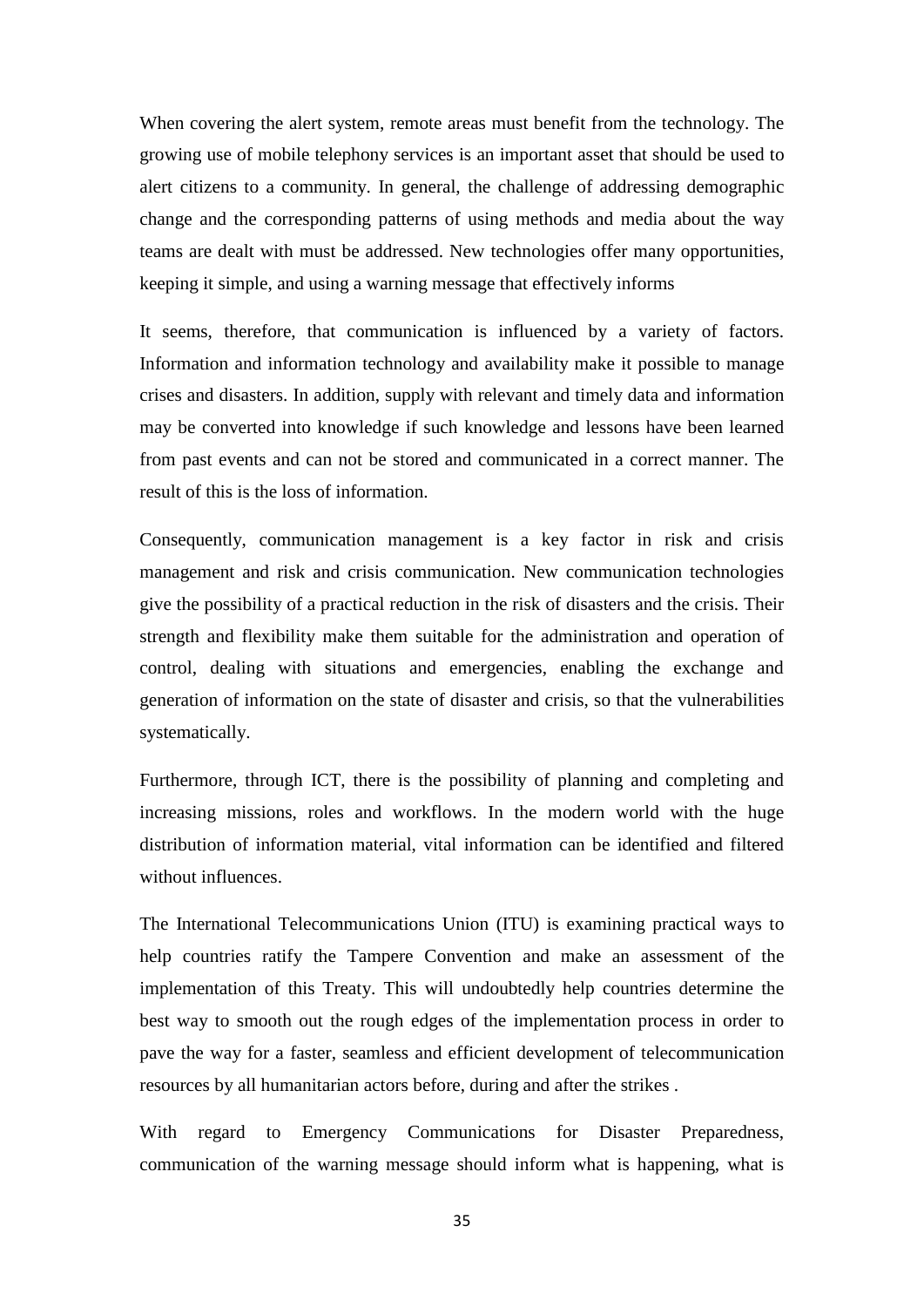When covering the alert system, remote areas must benefit from the technology. The growing use of mobile telephony services is an important asset that should be used to alert citizens to a community. In general, the challenge of addressing demographic change and the corresponding patterns of using methods and media about the way teams are dealt with must be addressed. New technologies offer many opportunities, keeping it simple, and using a warning message that effectively informs

It seems, therefore, that communication is influenced by a variety of factors. Information and information technology and availability make it possible to manage crises and disasters. In addition, supply with relevant and timely data and information may be converted into knowledge if such knowledge and lessons have been learned from past events and can not be stored and communicated in a correct manner. The result of this is the loss of information.

Consequently, communication management is a key factor in risk and crisis management and risk and crisis communication. New communication technologies give the possibility of a practical reduction in the risk of disasters and the crisis. Their strength and flexibility make them suitable for the administration and operation of control, dealing with situations and emergencies, enabling the exchange and generation of information on the state of disaster and crisis, so that the vulnerabilities systematically.

Furthermore, through ICT, there is the possibility of planning and completing and increasing missions, roles and workflows. In the modern world with the huge distribution of information material, vital information can be identified and filtered without influences.

The International Telecommunications Union (ITU) is examining practical ways to help countries ratify the Tampere Convention and make an assessment of the implementation of this Treaty. This will undoubtedly help countries determine the best way to smooth out the rough edges of the implementation process in order to pave the way for a faster, seamless and efficient development of telecommunication resources by all humanitarian actors before, during and after the strikes .

With regard to Emergency Communications for Disaster Preparedness, communication of the warning message should inform what is happening, what is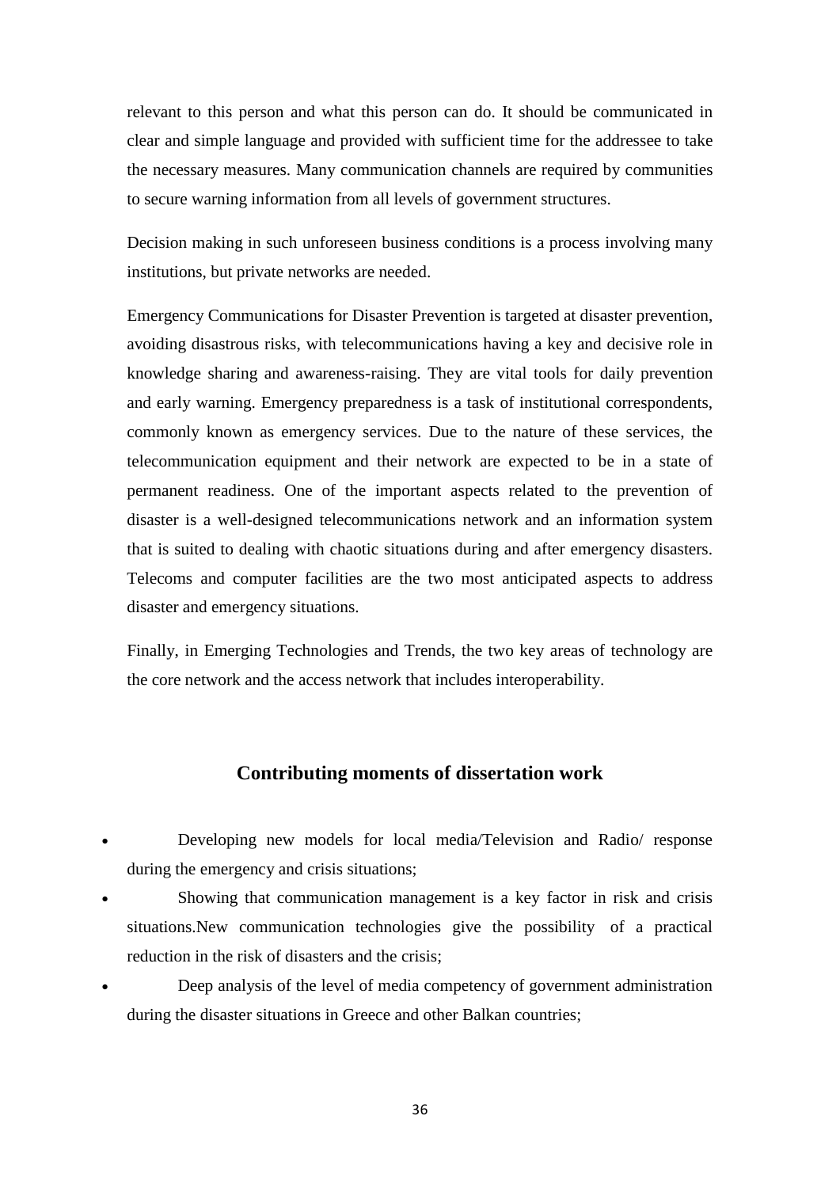relevant to this person and what this person can do. It should be communicated in clear and simple language and provided with sufficient time for the addressee to take the necessary measures. Many communication channels are required by communities to secure warning information from all levels of government structures.

Decision making in such unforeseen business conditions is a process involving many institutions, but private networks are needed.

Emergency Communications for Disaster Prevention is targeted at disaster prevention, avoiding disastrous risks, with telecommunications having a key and decisive role in knowledge sharing and awareness-raising. They are vital tools for daily prevention and early warning. Emergency preparedness is a task of institutional correspondents, commonly known as emergency services. Due to the nature of these services, the telecommunication equipment and their network are expected to be in a state of permanent readiness. One of the important aspects related to the prevention of disaster is a well-designed telecommunications network and an information system that is suited to dealing with chaotic situations during and after emergency disasters. Telecoms and computer facilities are the two most anticipated aspects to address disaster and emergency situations.

Finally, in Emerging Technologies and Trends, the two key areas of technology are the core network and the access network that includes interoperability.

## Contributing moments of dissertation work

- Developing new models for local media/Television and Radio/ response during the emergency and crisis situations;
- Showing that communication management is a key factor in risk and crisis situations.New communication technologies give the possibility of a practical reduction in the risk of disasters and the crisis;
- Deep analysis of the level of media competency of government administration during the disaster situations in Greece and other Balkan countries;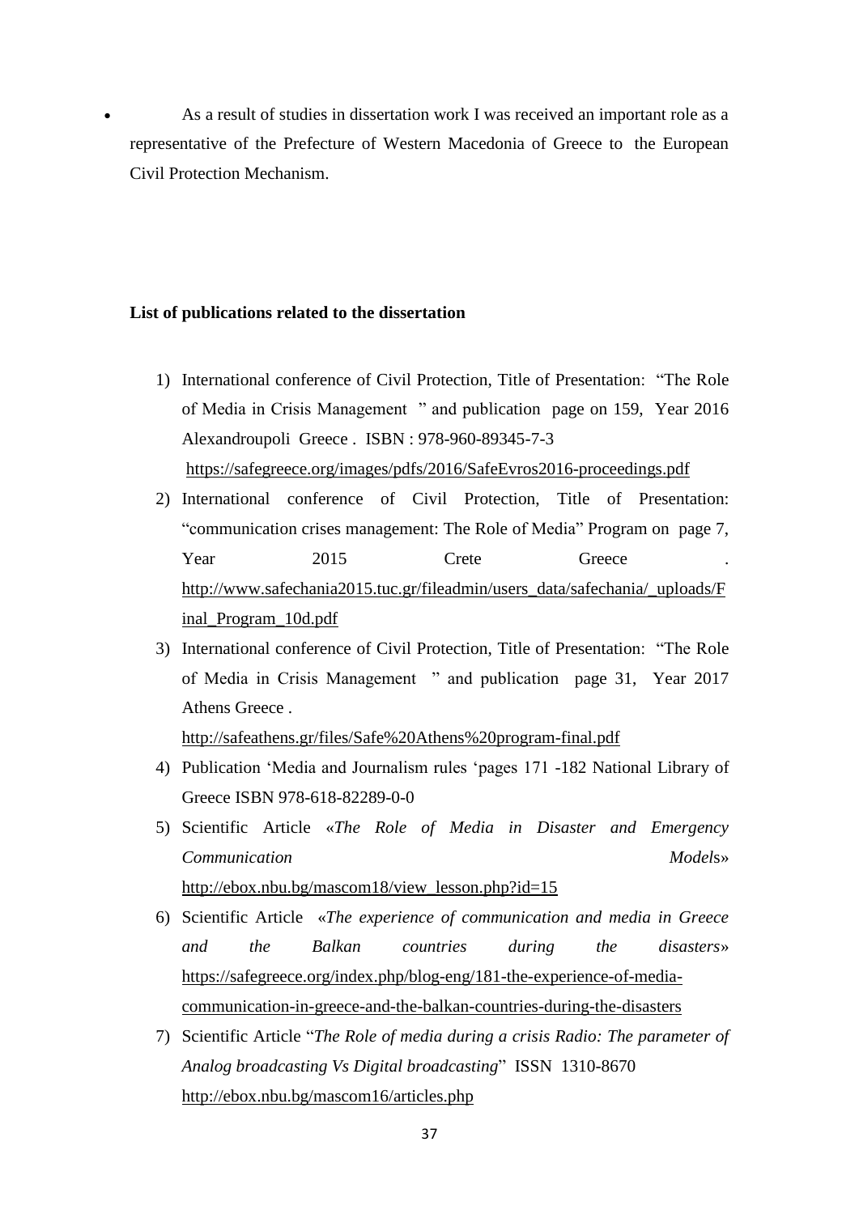- As a result of studies in dissertation work I was received an important role as a representative of the Prefecture of Western Macedonia of Greece to the European Civil Protection Mechanism.

**List of publications related to the dissertation**

1) International conference of Civil Protection, Title of Presentation: "The Role of Media in Crisis Management " and publication page on 159, Year 2016 Alexandroupoli Greece . ISBN : 978-960-89345-7-3 https://safegreece.org/images/pdfs/2016/SafeEvros2016-proceedings.pdf
2) International conference of Civil Protection, Title of Presentation: "communication crises management: The Role of Media" Program on page 7, Year 2015 Crete Greece . http://www.safechania2015.tuc.gr/fileadmin/users_data/safechania/_uploads/Final_Program_10d.pdf
3) International conference of Civil Protection, Title of Presentation: "The Role of Media in Crisis Management " and publication page 31, Year 2017 Athens Greece . http://safeathens.gr/files/Safe%20Athens%20program-final.pdf
4) Publication 'Media and Journalism rules 'pages 171 -182 National Library of Greece ISBN 978-618-82289-0-0
5) Scientific Article «*The Role of Media in Disaster and Emergency Communication Model*s» http://ebox.nbu.bg/mascom18/view_lesson.php?id=15
6) Scientific Article «*The experience of communication and media in Greece and the Balkan countries during the disasters*» https://safegreece.org/index.php/blog-eng/181-the-experience-of-media-communication-in-greece-and-the-balkan-countries-during-the-disasters
7) Scientific Article "*The Role of media during a crisis Radio: The parameter of Analog broadcasting Vs Digital broadcasting*" ISSN 1310-8670 http://ebox.nbu.bg/mascom16/articles.php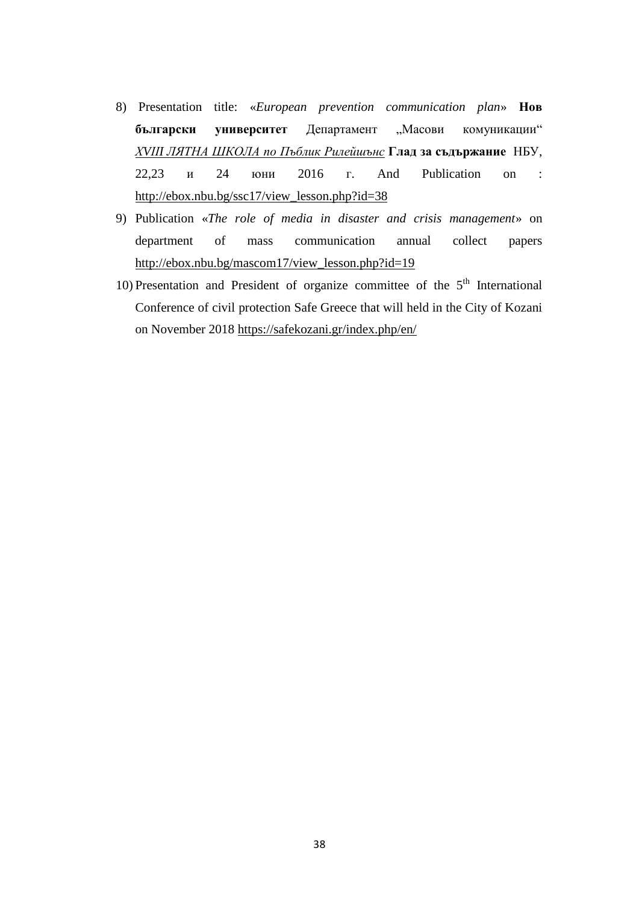8) Presentation title: «*European prevention communication plan*» **Нов български университет** Департамент „Масови комуникации" *XVIII ЛЯТНА ШКОЛА по Пъблик Рилейшънс* **Глад за съдържание** НБУ, 22,23 и 24 юни 2016 г. And Publication on : http://ebox.nbu.bg/ssc17/view_lesson.php?id=38
9) Publication «*The role of media in disaster and crisis management*» on department of mass communication annual collect papers http://ebox.nbu.bg/mascom17/view_lesson.php?id=19
10) Presentation and President of organize committee of the 5$^{th}$ International Conference of civil protection Safe Greece that will held in the City of Kozani on November 2018 https://safekozani.gr/index.php/en/